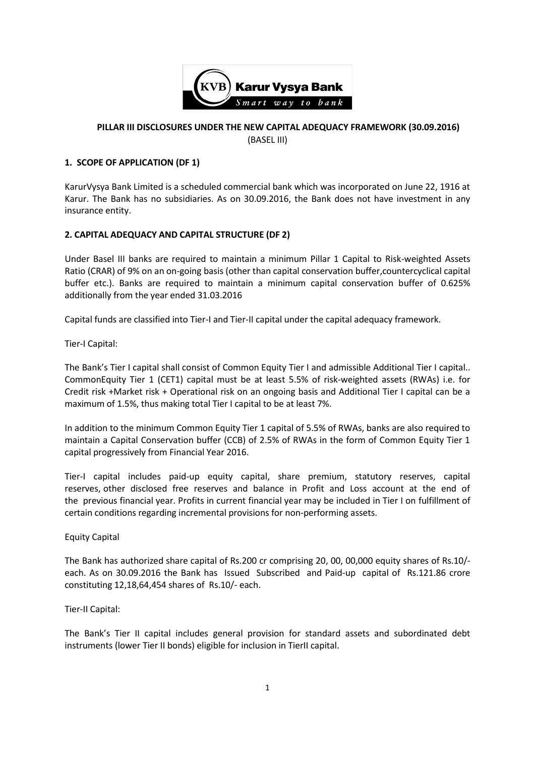# PILLAR III DISCLOSURES UNDER THE NEW CAPITAL ADEQUACY FRAMEWORK (30.09.2016)

(BASEL III)

## 1. SCOPE OF APPLICATION (DF 1)

KarurVysya Bank Limited is a scheduled commercial bank which was incorporated on June 22, 1916 at Karur. The Bank has no subsidiaries. As on 30.09.2016, the Bank does not have investment in any insurance entity.

## 2. CAPITAL ADEQUACY AND CAPITAL STRUCTURE (DF 2)

Under Basel III banks are required to maintain a minimum Pillar 1 Capital to Risk-weighted Assets Ratio (CRAR) of 9% on an on-going basis (other than capital conservation buffer,countercyclical capital buffer etc.). Banks are required to maintain a minimum capital conservation buffer of 0.625% additionally from the year ended 31.03.2016

Capital funds are classified into Tier-I and Tier-II capital under the capital adequacy framework.

Tier-I Capital:

The Bank's Tier I capital shall consist of Common Equity Tier I and admissible Additional Tier I capital.. CommonEquity Tier 1 (CET1) capital must be at least 5.5% of risk-weighted assets (RWAs) i.e. for Credit risk +Market risk + Operational risk on an ongoing basis and Additional Tier I capital can be a maximum of 1.5%, thus making total Tier I capital to be at least 7%.

In addition to the minimum Common Equity Tier 1 capital of 5.5% of RWAs, banks are also required to maintain a Capital Conservation buffer (CCB) of 2.5% of RWAs in the form of Common Equity Tier 1 capital progressively from Financial Year 2016.

Tier-I capital includes paid-up equity capital, share premium, statutory reserves, capital reserves, other disclosed free reserves and balance in Profit and Loss account at the end of the previous financial year. Profits in current financial year may be included in Tier I on fulfillment of certain conditions regarding incremental provisions for non-performing assets.

Equity Capital

The Bank has authorized share capital of Rs.200 cr comprising 20, 00, 00,000 equity shares of Rs.10/- each. As on 30.09.2016 the Bank has Issued Subscribed and Paid-up capital of Rs.121.86 crore constituting 12,18,64,454 shares of Rs.10/- each.

Tier-II Capital:

The Bank's Tier II capital includes general provision for standard assets and subordinated debt instruments (lower Tier II bonds) eligible for inclusion in TierII capital.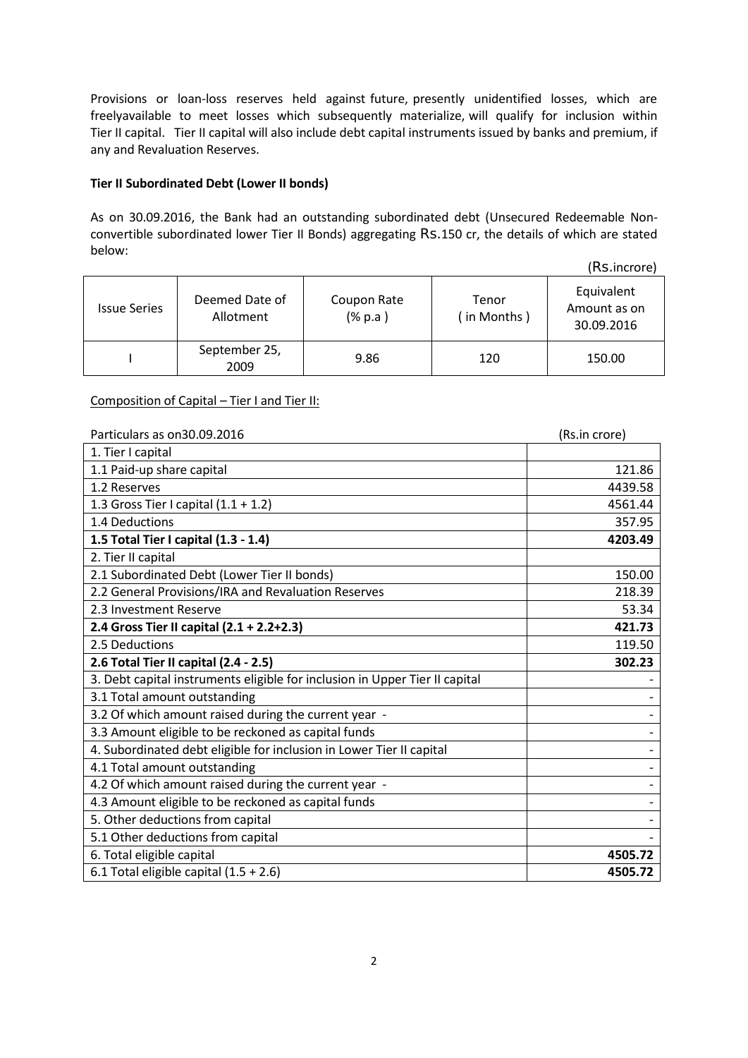Provisions or loan-loss reserves held against future, presently unidentified losses, which are freelyavailable to meet losses which subsequently materialize, will qualify for inclusion within Tier II capital. Tier II capital will also include debt capital instruments issued by banks and premium, if any and Revaluation Reserves.

**Tier II Subordinated Debt (Lower II bonds)**

As on 30.09.2016, the Bank had an outstanding subordinated debt (Unsecured Redeemable Non-convertible subordinated lower Tier II Bonds) aggregating Rs.150 cr, the details of which are stated below:

(Rs.incrore)

| Issue Series | Deemed Date of Allotment | Coupon Rate (% p.a ) | Tenor ( in Months ) | Equivalent Amount as on 30.09.2016 |
|---|---|---|---|---|
| I | September 25, 2009 | 9.86 | 120 | 150.00 |

Composition of Capital – Tier I and Tier II:

| Particulars as on30.09.2016 | (Rs.in crore) |
|---|---|
| 1. Tier I capital | |
| 1.1 Paid-up share capital | 121.86 |
| 1.2 Reserves | 4439.58 |
| 1.3 Gross Tier I capital (1.1 + 1.2) | 4561.44 |
| 1.4 Deductions | 357.95 |
| **1.5 Total Tier I capital (1.3 - 1.4)** | **4203.49** |
| 2. Tier II capital | |
| 2.1 Subordinated Debt (Lower Tier II bonds) | 150.00 |
| 2.2 General Provisions/IRA and Revaluation Reserves | 218.39 |
| 2.3 Investment Reserve | 53.34 |
| **2.4 Gross Tier II capital (2.1 + 2.2+2.3)** | **421.73** |
| 2.5 Deductions | 119.50 |
| **2.6 Total Tier II capital (2.4 - 2.5)** | **302.23** |
| 3. Debt capital instruments eligible for inclusion in Upper Tier II capital | - |
| 3.1 Total amount outstanding | - |
| 3.2 Of which amount raised during the current year - | - |
| 3.3 Amount eligible to be reckoned as capital funds | - |
| 4. Subordinated debt eligible for inclusion in Lower Tier II capital | - |
| 4.1 Total amount outstanding | - |
| 4.2 Of which amount raised during the current year - | - |
| 4.3 Amount eligible to be reckoned as capital funds | - |
| 5. Other deductions from capital | - |
| 5.1 Other deductions from capital | - |
| 6. Total eligible capital | **4505.72** |
| 6.1 Total eligible capital (1.5 + 2.6) | **4505.72** |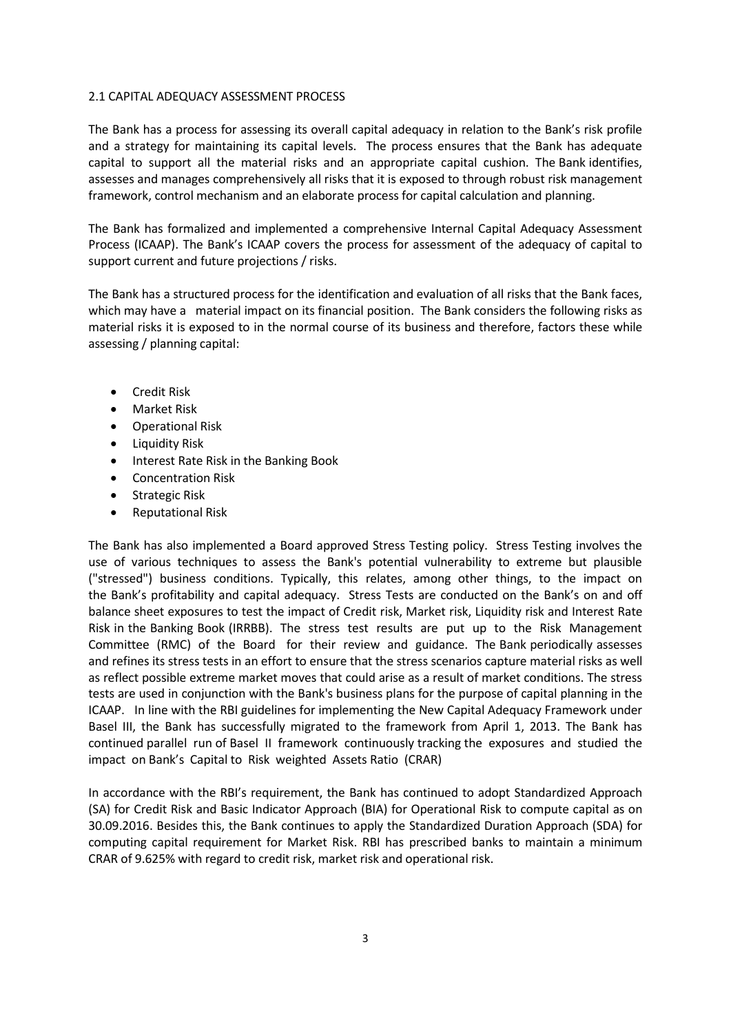## 2.1 CAPITAL ADEQUACY ASSESSMENT PROCESS

The Bank has a process for assessing its overall capital adequacy in relation to the Bank's risk profile and a strategy for maintaining its capital levels. The process ensures that the Bank has adequate capital to support all the material risks and an appropriate capital cushion. The Bank identifies, assesses and manages comprehensively all risks that it is exposed to through robust risk management framework, control mechanism and an elaborate process for capital calculation and planning.

The Bank has formalized and implemented a comprehensive Internal Capital Adequacy Assessment Process (ICAAP). The Bank's ICAAP covers the process for assessment of the adequacy of capital to support current and future projections / risks.

The Bank has a structured process for the identification and evaluation of all risks that the Bank faces, which may have a material impact on its financial position. The Bank considers the following risks as material risks it is exposed to in the normal course of its business and therefore, factors these while assessing / planning capital:

- Credit Risk
- Market Risk
- Operational Risk
- Liquidity Risk
- Interest Rate Risk in the Banking Book
- Concentration Risk
- Strategic Risk
- Reputational Risk

The Bank has also implemented a Board approved Stress Testing policy. Stress Testing involves the use of various techniques to assess the Bank's potential vulnerability to extreme but plausible ("stressed") business conditions. Typically, this relates, among other things, to the impact on the Bank's profitability and capital adequacy. Stress Tests are conducted on the Bank's on and off balance sheet exposures to test the impact of Credit risk, Market risk, Liquidity risk and Interest Rate Risk in the Banking Book (IRRBB). The stress test results are put up to the Risk Management Committee (RMC) of the Board for their review and guidance. The Bank periodically assesses and refines its stress tests in an effort to ensure that the stress scenarios capture material risks as well as reflect possible extreme market moves that could arise as a result of market conditions. The stress tests are used in conjunction with the Bank's business plans for the purpose of capital planning in the ICAAP. In line with the RBI guidelines for implementing the New Capital Adequacy Framework under Basel III, the Bank has successfully migrated to the framework from April 1, 2013. The Bank has continued parallel run of Basel II framework continuously tracking the exposures and studied the impact on Bank's Capital to Risk weighted Assets Ratio (CRAR)

In accordance with the RBI's requirement, the Bank has continued to adopt Standardized Approach (SA) for Credit Risk and Basic Indicator Approach (BIA) for Operational Risk to compute capital as on 30.09.2016. Besides this, the Bank continues to apply the Standardized Duration Approach (SDA) for computing capital requirement for Market Risk. RBI has prescribed banks to maintain a minimum CRAR of 9.625% with regard to credit risk, market risk and operational risk.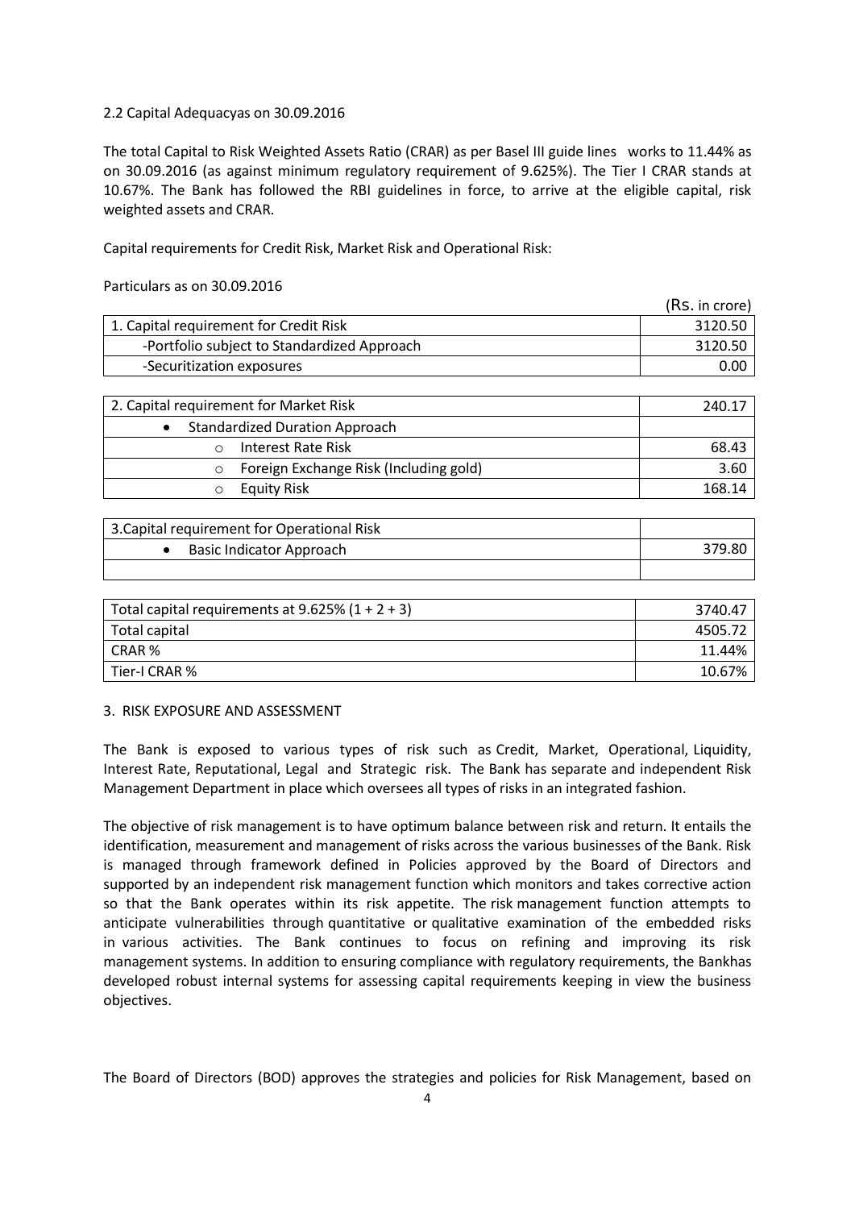## 2.2 Capital Adequacyas on 30.09.2016

The total Capital to Risk Weighted Assets Ratio (CRAR) as per Basel III guide lines works to 11.44% as on 30.09.2016 (as against minimum regulatory requirement of 9.625%). The Tier I CRAR stands at 10.67%. The Bank has followed the RBI guidelines in force, to arrive at the eligible capital, risk weighted assets and CRAR.

Capital requirements for Credit Risk, Market Risk and Operational Risk:

Particulars as on 30.09.2016

(Rs. in crore)

| Particulars | Amount |
|---|---|
| 1. Capital requirement for Credit Risk | 3120.50 |
| -Portfolio subject to Standardized Approach | 3120.50 |
| -Securitization exposures | 0.00 |

| Particulars | Amount |
|---|---|
| 2. Capital requirement for Market Risk | 240.17 |
| • Standardized Duration Approach | |
| ○ Interest Rate Risk | 68.43 |
| ○ Foreign Exchange Risk (Including gold) | 3.60 |
| ○ Equity Risk | 168.14 |

| Particulars | Amount |
|---|---|
| 3.Capital requirement for Operational Risk | |
| • Basic Indicator Approach | 379.80 |
| | |

| Particulars | Amount |
|---|---|
| Total capital requirements at 9.625% (1 + 2 + 3) | 3740.47 |
| Total capital | 4505.72 |
| CRAR % | 11.44% |
| Tier-I CRAR % | 10.67% |

## 3. RISK EXPOSURE AND ASSESSMENT

The Bank is exposed to various types of risk such as Credit, Market, Operational, Liquidity, Interest Rate, Reputational, Legal and Strategic risk. The Bank has separate and independent Risk Management Department in place which oversees all types of risks in an integrated fashion.

The objective of risk management is to have optimum balance between risk and return. It entails the identification, measurement and management of risks across the various businesses of the Bank. Risk is managed through framework defined in Policies approved by the Board of Directors and supported by an independent risk management function which monitors and takes corrective action so that the Bank operates within its risk appetite. The risk management function attempts to anticipate vulnerabilities through quantitative or qualitative examination of the embedded risks in various activities. The Bank continues to focus on refining and improving its risk management systems. In addition to ensuring compliance with regulatory requirements, the Bankhas developed robust internal systems for assessing capital requirements keeping in view the business objectives.

The Board of Directors (BOD) approves the strategies and policies for Risk Management, based on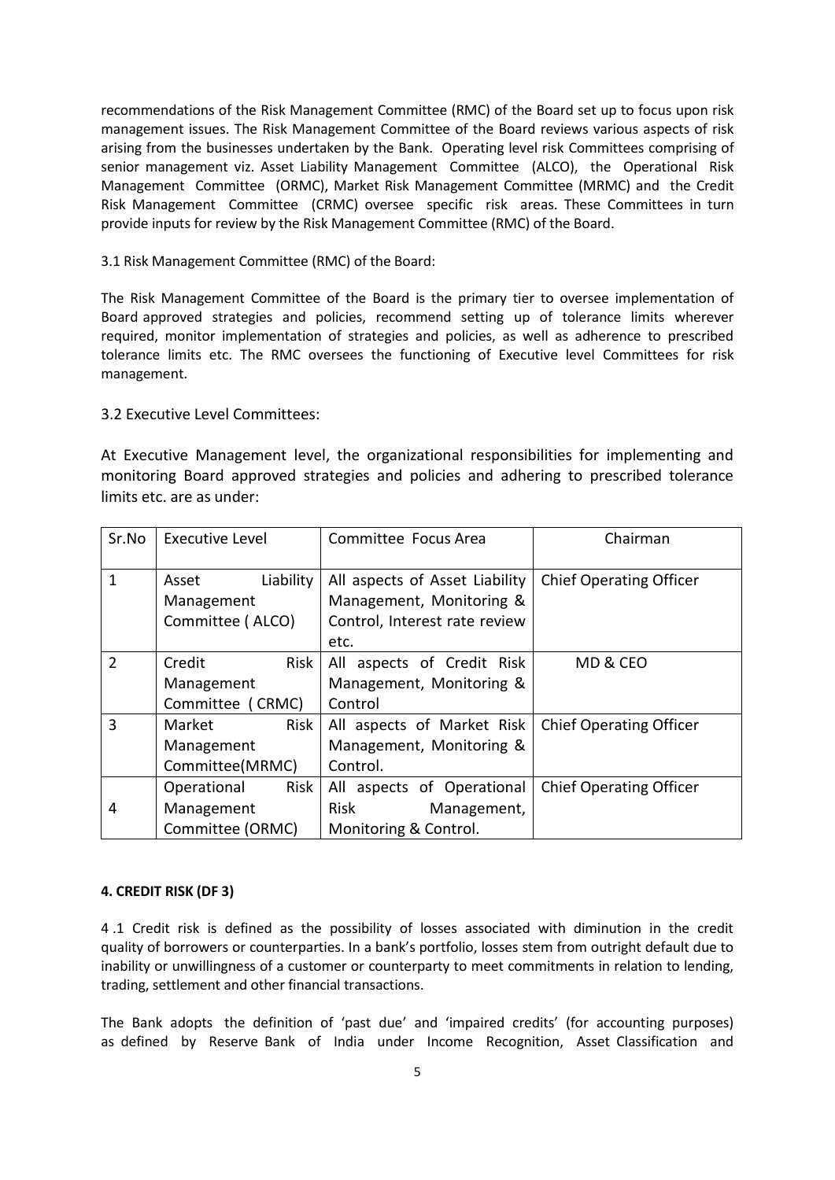recommendations of the Risk Management Committee (RMC) of the Board set up to focus upon risk management issues. The Risk Management Committee of the Board reviews various aspects of risk arising from the businesses undertaken by the Bank. Operating level risk Committees comprising of senior management viz. Asset Liability Management Committee (ALCO), the Operational Risk Management Committee (ORMC), Market Risk Management Committee (MRMC) and the Credit Risk Management Committee (CRMC) oversee specific risk areas. These Committees in turn provide inputs for review by the Risk Management Committee (RMC) of the Board.

3.1 Risk Management Committee (RMC) of the Board:

The Risk Management Committee of the Board is the primary tier to oversee implementation of Board approved strategies and policies, recommend setting up of tolerance limits wherever required, monitor implementation of strategies and policies, as well as adherence to prescribed tolerance limits etc. The RMC oversees the functioning of Executive level Committees for risk management.

3.2 Executive Level Committees:

At Executive Management level, the organizational responsibilities for implementing and monitoring Board approved strategies and policies and adhering to prescribed tolerance limits etc. are as under:

| Sr.No | Executive Level | Committee Focus Area | Chairman |
|---|---|---|---|
| 1 | Asset Liability Management Committee ( ALCO) | All aspects of Asset Liability Management, Monitoring & Control, Interest rate review etc. | Chief Operating Officer |
| 2 | Credit Risk Management Committee ( CRMC) | All aspects of Credit Risk Management, Monitoring & Control | MD & CEO |
| 3 | Market Risk Management Committee(MRMC) | All aspects of Market Risk Management, Monitoring & Control. | Chief Operating Officer |
| 4 | Operational Risk Management Committee (ORMC) | All aspects of Operational Risk Management, Monitoring & Control. | Chief Operating Officer |

**4. CREDIT RISK (DF 3)**

4 .1 Credit risk is defined as the possibility of losses associated with diminution in the credit quality of borrowers or counterparties. In a bank's portfolio, losses stem from outright default due to inability or unwillingness of a customer or counterparty to meet commitments in relation to lending, trading, settlement and other financial transactions.

The Bank adopts the definition of 'past due' and 'impaired credits' (for accounting purposes) as defined by Reserve Bank of India under Income Recognition, Asset Classification and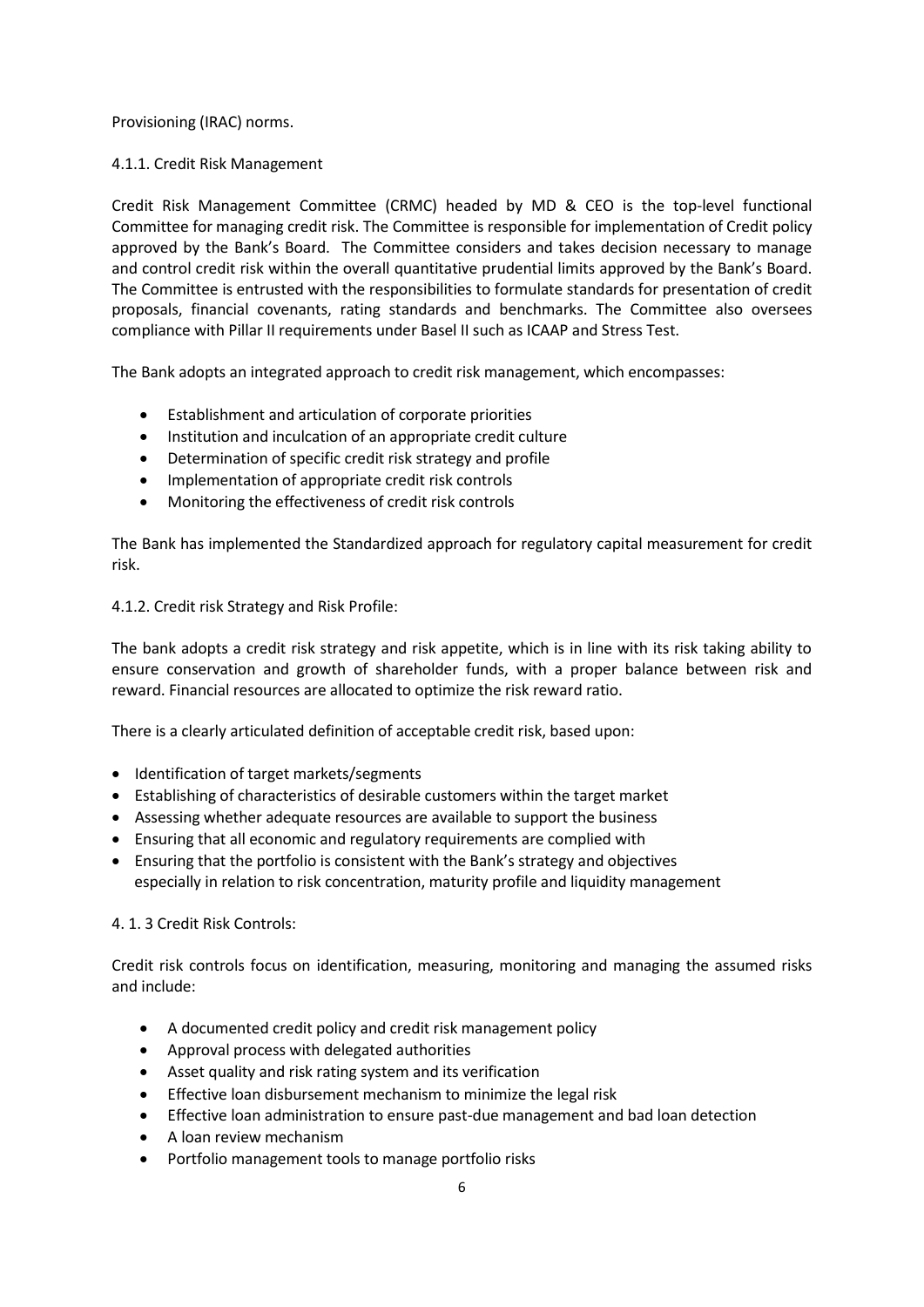Provisioning (IRAC) norms.

### 4.1.1. Credit Risk Management

Credit Risk Management Committee (CRMC) headed by MD & CEO is the top-level functional Committee for managing credit risk. The Committee is responsible for implementation of Credit policy approved by the Bank's Board. The Committee considers and takes decision necessary to manage and control credit risk within the overall quantitative prudential limits approved by the Bank's Board. The Committee is entrusted with the responsibilities to formulate standards for presentation of credit proposals, financial covenants, rating standards and benchmarks. The Committee also oversees compliance with Pillar II requirements under Basel II such as ICAAP and Stress Test.

The Bank adopts an integrated approach to credit risk management, which encompasses:

- Establishment and articulation of corporate priorities
- Institution and inculcation of an appropriate credit culture
- Determination of specific credit risk strategy and profile
- Implementation of appropriate credit risk controls
- Monitoring the effectiveness of credit risk controls

The Bank has implemented the Standardized approach for regulatory capital measurement for credit risk.

### 4.1.2. Credit risk Strategy and Risk Profile:

The bank adopts a credit risk strategy and risk appetite, which is in line with its risk taking ability to ensure conservation and growth of shareholder funds, with a proper balance between risk and reward. Financial resources are allocated to optimize the risk reward ratio.

There is a clearly articulated definition of acceptable credit risk, based upon:

- Identification of target markets/segments
- Establishing of characteristics of desirable customers within the target market
- Assessing whether adequate resources are available to support the business
- Ensuring that all economic and regulatory requirements are complied with
- Ensuring that the portfolio is consistent with the Bank's strategy and objectives especially in relation to risk concentration, maturity profile and liquidity management

### 4. 1. 3 Credit Risk Controls:

Credit risk controls focus on identification, measuring, monitoring and managing the assumed risks and include:

- A documented credit policy and credit risk management policy
- Approval process with delegated authorities
- Asset quality and risk rating system and its verification
- Effective loan disbursement mechanism to minimize the legal risk
- Effective loan administration to ensure past-due management and bad loan detection
- A loan review mechanism
- Portfolio management tools to manage portfolio risks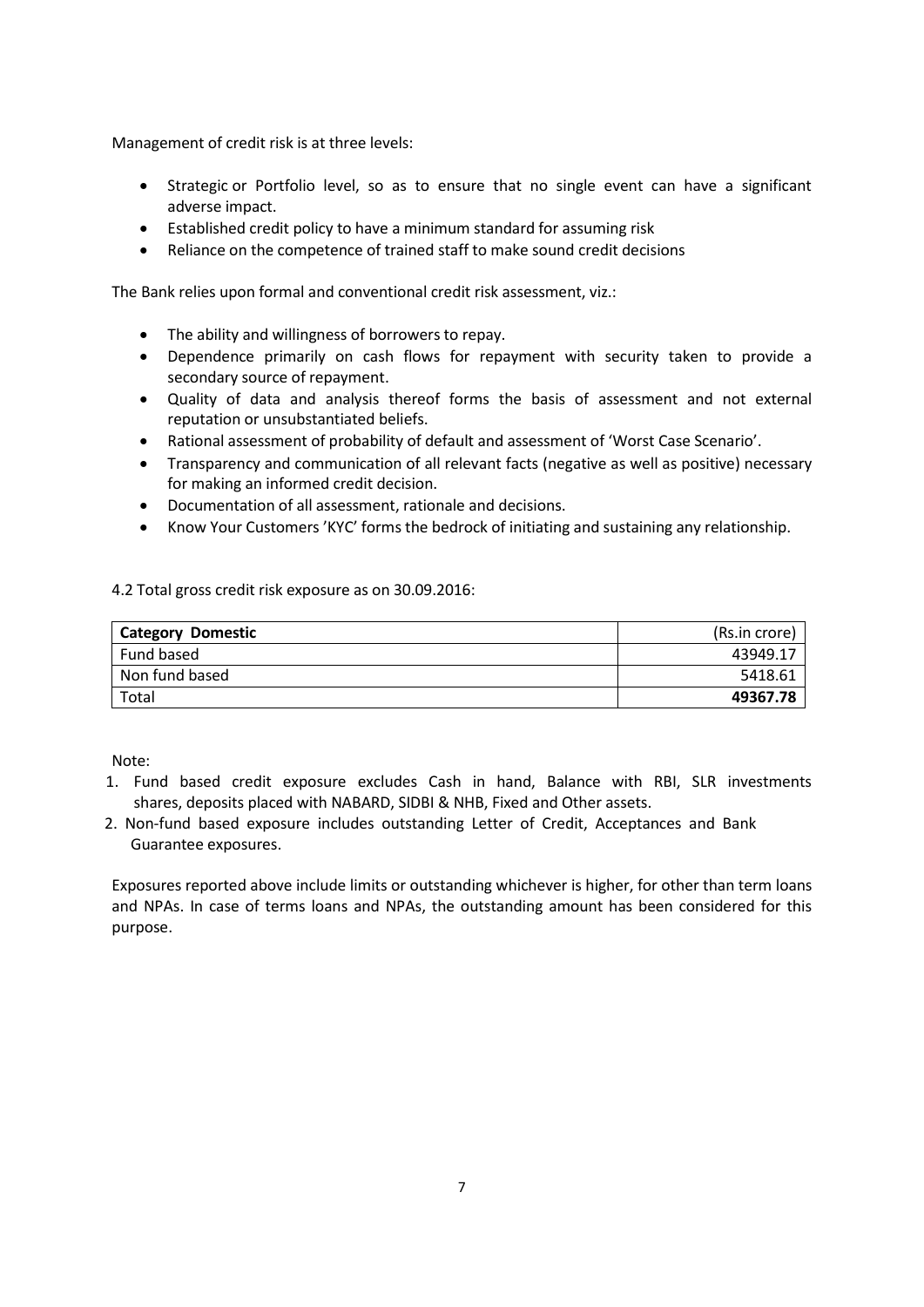Management of credit risk is at three levels:

- Strategic or Portfolio level, so as to ensure that no single event can have a significant adverse impact.
- Established credit policy to have a minimum standard for assuming risk
- Reliance on the competence of trained staff to make sound credit decisions

The Bank relies upon formal and conventional credit risk assessment, viz.:

- The ability and willingness of borrowers to repay.
- Dependence primarily on cash flows for repayment with security taken to provide a secondary source of repayment.
- Quality of data and analysis thereof forms the basis of assessment and not external reputation or unsubstantiated beliefs.
- Rational assessment of probability of default and assessment of 'Worst Case Scenario'.
- Transparency and communication of all relevant facts (negative as well as positive) necessary for making an informed credit decision.
- Documentation of all assessment, rationale and decisions.
- Know Your Customers 'KYC' forms the bedrock of initiating and sustaining any relationship.

4.2 Total gross credit risk exposure as on 30.09.2016:

| **Category Domestic** | (Rs.in crore) |
|---|---|
| Fund based | 43949.17 |
| Non fund based | 5418.61 |
| Total | **49367.78** |

Note:

1. Fund based credit exposure excludes Cash in hand, Balance with RBI, SLR investments shares, deposits placed with NABARD, SIDBI & NHB, Fixed and Other assets.
2. Non-fund based exposure includes outstanding Letter of Credit, Acceptances and Bank Guarantee exposures.

Exposures reported above include limits or outstanding whichever is higher, for other than term loans and NPAs. In case of terms loans and NPAs, the outstanding amount has been considered for this purpose.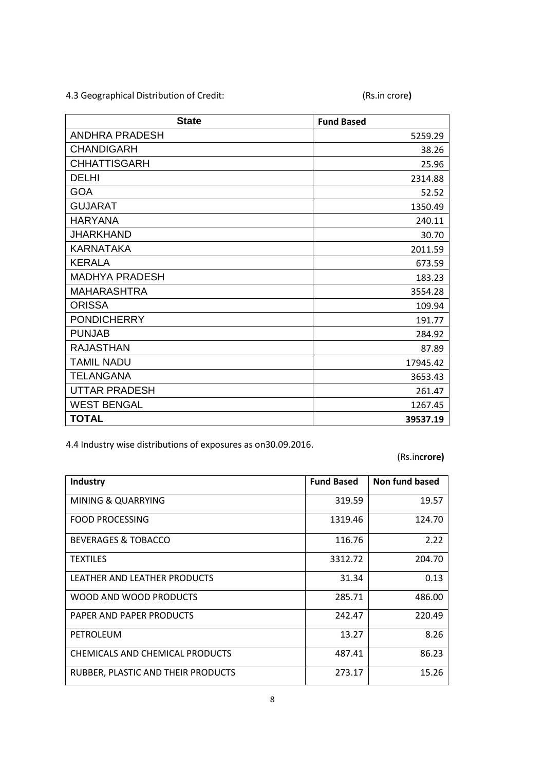4.3 Geographical Distribution of Credit: (Rs.in crore**)**

| State | Fund Based |
|---|---|
| ANDHRA PRADESH | 5259.29 |
| CHANDIGARH | 38.26 |
| CHHATTISGARH | 25.96 |
| DELHI | 2314.88 |
| GOA | 52.52 |
| GUJARAT | 1350.49 |
| HARYANA | 240.11 |
| JHARKHAND | 30.70 |
| KARNATAKA | 2011.59 |
| KERALA | 673.59 |
| MADHYA PRADESH | 183.23 |
| MAHARASHTRA | 3554.28 |
| ORISSA | 109.94 |
| PONDICHERRY | 191.77 |
| PUNJAB | 284.92 |
| RAJASTHAN | 87.89 |
| TAMIL NADU | 17945.42 |
| TELANGANA | 3653.43 |
| UTTAR PRADESH | 261.47 |
| WEST BENGAL | 1267.45 |
| **TOTAL** | **39537.19** |

4.4 Industry wise distributions of exposures as on30.09.2016.

(Rs.in**crore)**

| Industry | Fund Based | Non fund based |
|---|---|---|
| MINING & QUARRYING | 319.59 | 19.57 |
| FOOD PROCESSING | 1319.46 | 124.70 |
| BEVERAGES & TOBACCO | 116.76 | 2.22 |
| TEXTILES | 3312.72 | 204.70 |
| LEATHER AND LEATHER PRODUCTS | 31.34 | 0.13 |
| WOOD AND WOOD PRODUCTS | 285.71 | 486.00 |
| PAPER AND PAPER PRODUCTS | 242.47 | 220.49 |
| PETROLEUM | 13.27 | 8.26 |
| CHEMICALS AND CHEMICAL PRODUCTS | 487.41 | 86.23 |
| RUBBER, PLASTIC AND THEIR PRODUCTS | 273.17 | 15.26 |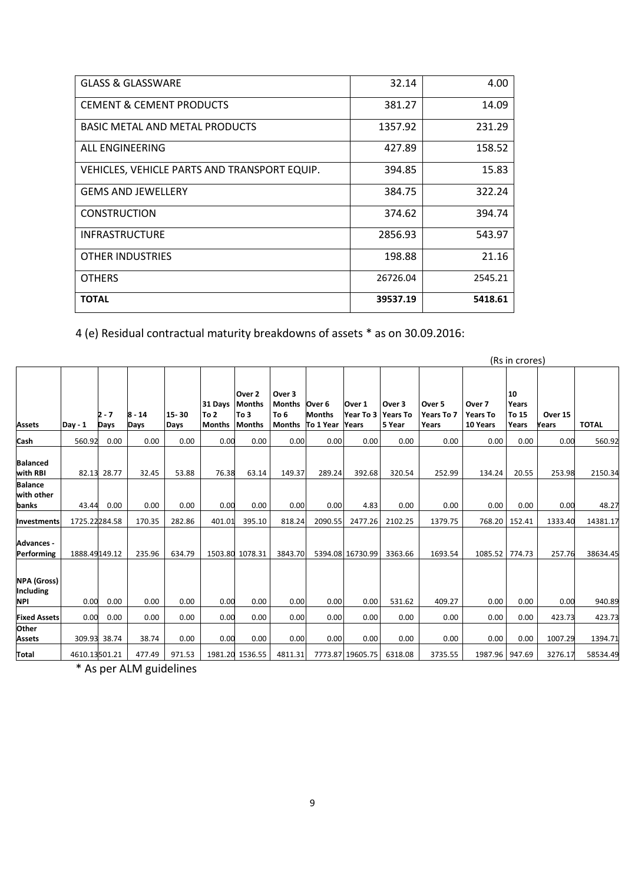| GLASS & GLASSWARE | 32.14 | 4.00 |
|---|---|---|
| CEMENT & CEMENT PRODUCTS | 381.27 | 14.09 |
| BASIC METAL AND METAL PRODUCTS | 1357.92 | 231.29 |
| ALL ENGINEERING | 427.89 | 158.52 |
| VEHICLES, VEHICLE PARTS AND TRANSPORT EQUIP. | 394.85 | 15.83 |
| GEMS AND JEWELLERY | 384.75 | 322.24 |
| CONSTRUCTION | 374.62 | 394.74 |
| INFRASTRUCTURE | 2856.93 | 543.97 |
| OTHER INDUSTRIES | 198.88 | 21.16 |
| OTHERS | 26726.04 | 2545.21 |
| **TOTAL** | **39537.19** | **5418.61** |

4 (e) Residual contractual maturity breakdowns of assets * as on 30.09.2016:

(Rs in crores)

| Assets | Day - 1 | 2 - 7 Days | 8 - 14 Days | 15- 30 Days | 31 Days To 2 Months | Over 2 Months To 3 Months | Over 3 Months To 6 Months | Over 6 Months To 1 Year | Over 1 Year To 3 Years | Over 3 Years To 5 Year | Over 5 Years To 7 Years | Over 7 Years To 10 Years | 10 Years To 15 Years | Over 15 Years | TOTAL |
|---|---|---|---|---|---|---|---|---|---|---|---|---|---|---|---|
| **Cash** | 560.92 | 0.00 | 0.00 | 0.00 | 0.00 | 0.00 | 0.00 | 0.00 | 0.00 | 0.00 | 0.00 | 0.00 | 0.00 | 0.00 | 560.92 |
| **Balanced with RBI** | 82.13 | 28.77 | 32.45 | 53.88 | 76.38 | 63.14 | 149.37 | 289.24 | 392.68 | 320.54 | 252.99 | 134.24 | 20.55 | 253.98 | 2150.34 |
| **Balance with other banks** | 43.44 | 0.00 | 0.00 | 0.00 | 0.00 | 0.00 | 0.00 | 0.00 | 4.83 | 0.00 | 0.00 | 0.00 | 0.00 | 0.00 | 48.27 |
| **Investments** | 1725.22 | 284.58 | 170.35 | 282.86 | 401.01 | 395.10 | 818.24 | 2090.55 | 2477.26 | 2102.25 | 1379.75 | 768.20 | 152.41 | 1333.40 | 14381.17 |
| **Advances - Performing** | 1888.49 | 149.12 | 235.96 | 634.79 | 1503.80 | 1078.31 | 3843.70 | 5394.08 | 16730.99 | 3363.66 | 1693.54 | 1085.52 | 774.73 | 257.76 | 38634.45 |
| **NPA (Gross) Including NPI** | 0.00 | 0.00 | 0.00 | 0.00 | 0.00 | 0.00 | 0.00 | 0.00 | 0.00 | 531.62 | 409.27 | 0.00 | 0.00 | 0.00 | 940.89 |
| **Fixed Assets** | 0.00 | 0.00 | 0.00 | 0.00 | 0.00 | 0.00 | 0.00 | 0.00 | 0.00 | 0.00 | 0.00 | 0.00 | 0.00 | 423.73 | 423.73 |
| **Other Assets** | 309.93 | 38.74 | 38.74 | 0.00 | 0.00 | 0.00 | 0.00 | 0.00 | 0.00 | 0.00 | 0.00 | 0.00 | 0.00 | 1007.29 | 1394.71 |
| **Total** | 4610.13 | 501.21 | 477.49 | 971.53 | 1981.20 | 1536.55 | 4811.31 | 7773.87 | 19605.75 | 6318.08 | 3735.55 | 1987.96 | 947.69 | 3276.17 | 58534.49 |

* As per ALM guidelines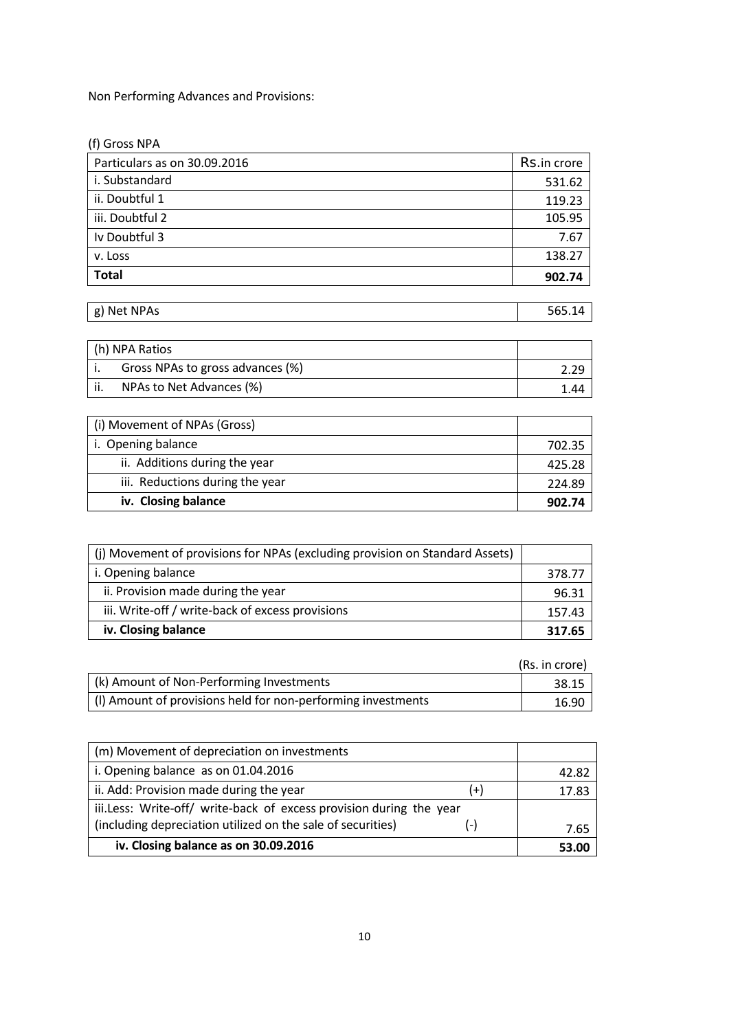Non Performing Advances and Provisions:

(f) Gross NPA

| Particulars as on 30.09.2016 | Rs.in crore |
|---|---|
| i. Substandard | 531.62 |
| ii. Doubtful 1 | 119.23 |
| iii. Doubtful 2 | 105.95 |
| Iv Doubtful 3 | 7.67 |
| v. Loss | 138.27 |
| **Total** | **902.74** |

| g) Net NPAs | 565.14 |
|---|---|

| (h) NPA Ratios | |
|---|---|
| i. Gross NPAs to gross advances (%) | 2.29 |
| ii. NPAs to Net Advances (%) | 1.44 |

| (i) Movement of NPAs (Gross) | |
|---|---|
| i. Opening balance | 702.35 |
| ii. Additions during the year | 425.28 |
| iii. Reductions during the year | 224.89 |
| **iv. Closing balance** | **902.74** |

| (j) Movement of provisions for NPAs (excluding provision on Standard Assets) | |
|---|---|
| i. Opening balance | 378.77 |
| ii. Provision made during the year | 96.31 |
| iii. Write-off / write-back of excess provisions | 157.43 |
| **iv. Closing balance** | **317.65** |

(Rs. in crore)

| | |
|---|---|
| (k) Amount of Non-Performing Investments | 38.15 |
| (l) Amount of provisions held for non-performing investments | 16.90 |

| (m) Movement of depreciation on investments | |
|---|---|
| i. Opening balance as on 01.04.2016 | 42.82 |
| ii. Add: Provision made during the year (+) | 17.83 |
| iii.Less: Write-off/ write-back of excess provision during the year (including depreciation utilized on the sale of securities) (-) | 7.65 |
| **iv. Closing balance as on 30.09.2016** | **53.00** |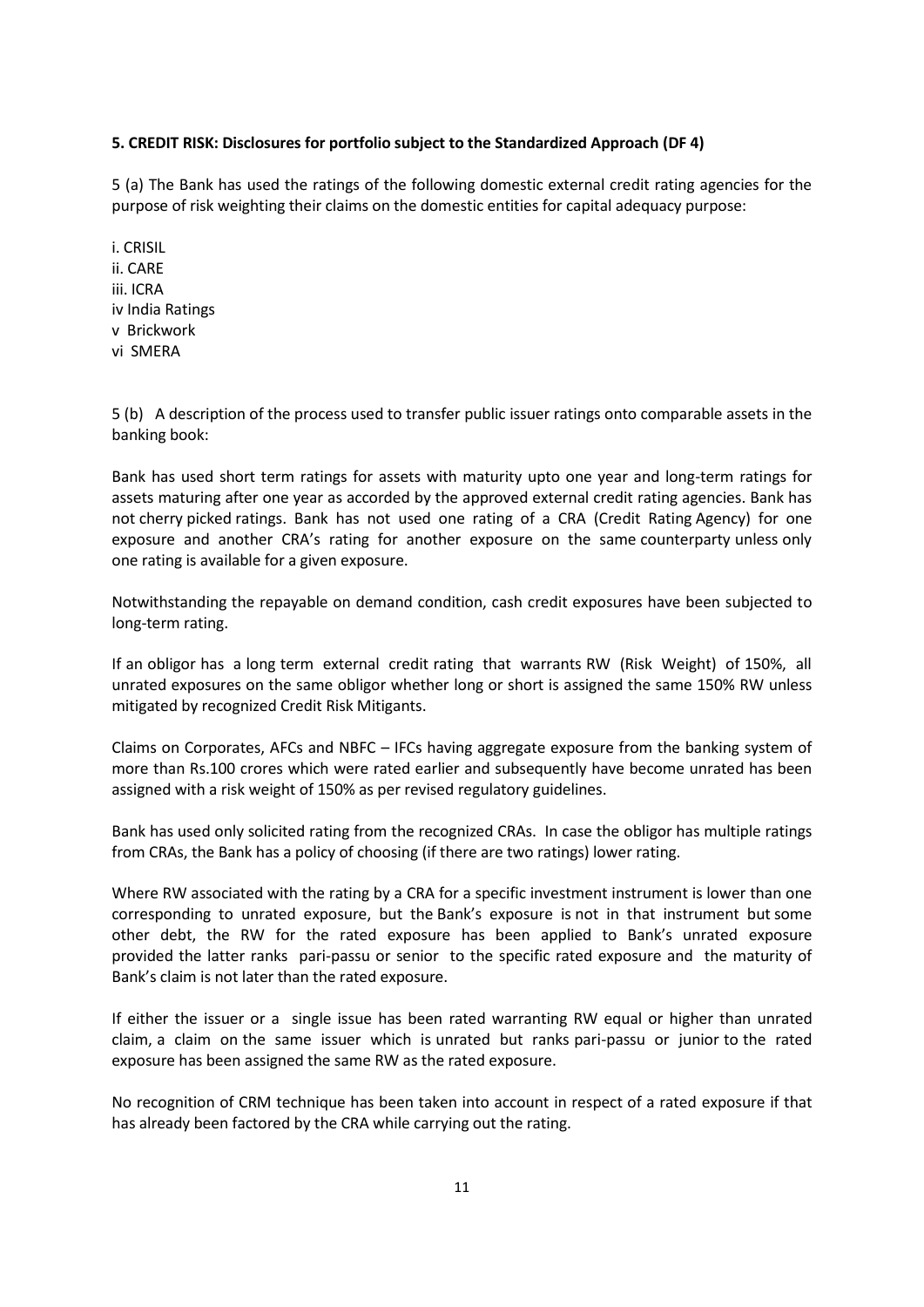**5. CREDIT RISK: Disclosures for portfolio subject to the Standardized Approach (DF 4)**

5 (a) The Bank has used the ratings of the following domestic external credit rating agencies for the purpose of risk weighting their claims on the domestic entities for capital adequacy purpose:

i. CRISIL
ii. CARE
iii. ICRA
iv India Ratings
v Brickwork
vi SMERA

5 (b) A description of the process used to transfer public issuer ratings onto comparable assets in the banking book:

Bank has used short term ratings for assets with maturity upto one year and long-term ratings for assets maturing after one year as accorded by the approved external credit rating agencies. Bank has not cherry picked ratings. Bank has not used one rating of a CRA (Credit Rating Agency) for one exposure and another CRA's rating for another exposure on the same counterparty unless only one rating is available for a given exposure.

Notwithstanding the repayable on demand condition, cash credit exposures have been subjected to long-term rating.

If an obligor has a long term external credit rating that warrants RW (Risk Weight) of 150%, all unrated exposures on the same obligor whether long or short is assigned the same 150% RW unless mitigated by recognized Credit Risk Mitigants.

Claims on Corporates, AFCs and NBFC – IFCs having aggregate exposure from the banking system of more than Rs.100 crores which were rated earlier and subsequently have become unrated has been assigned with a risk weight of 150% as per revised regulatory guidelines.

Bank has used only solicited rating from the recognized CRAs. In case the obligor has multiple ratings from CRAs, the Bank has a policy of choosing (if there are two ratings) lower rating.

Where RW associated with the rating by a CRA for a specific investment instrument is lower than one corresponding to unrated exposure, but the Bank's exposure is not in that instrument but some other debt, the RW for the rated exposure has been applied to Bank's unrated exposure provided the latter ranks pari-passu or senior to the specific rated exposure and the maturity of Bank's claim is not later than the rated exposure.

If either the issuer or a single issue has been rated warranting RW equal or higher than unrated claim, a claim on the same issuer which is unrated but ranks pari-passu or junior to the rated exposure has been assigned the same RW as the rated exposure.

No recognition of CRM technique has been taken into account in respect of a rated exposure if that has already been factored by the CRA while carrying out the rating.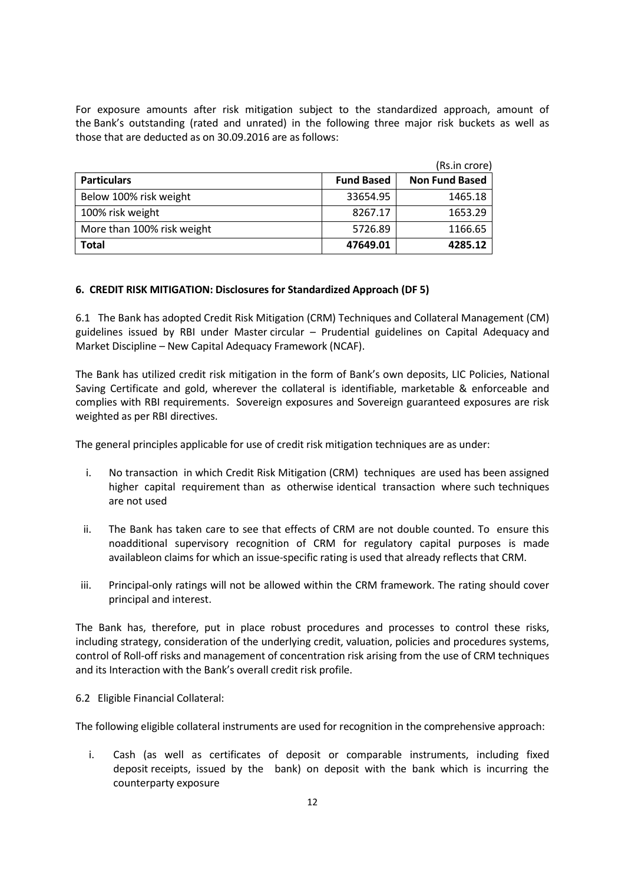For exposure amounts after risk mitigation subject to the standardized approach, amount of the Bank's outstanding (rated and unrated) in the following three major risk buckets as well as those that are deducted as on 30.09.2016 are as follows:

(Rs.in crore)

| Particulars | Fund Based | Non Fund Based |
|---|---|---|
| Below 100% risk weight | 33654.95 | 1465.18 |
| 100% risk weight | 8267.17 | 1653.29 |
| More than 100% risk weight | 5726.89 | 1166.65 |
| **Total** | **47649.01** | **4285.12** |

### 6. CREDIT RISK MITIGATION: Disclosures for Standardized Approach (DF 5)

6.1 The Bank has adopted Credit Risk Mitigation (CRM) Techniques and Collateral Management (CM) guidelines issued by RBI under Master circular – Prudential guidelines on Capital Adequacy and Market Discipline – New Capital Adequacy Framework (NCAF).

The Bank has utilized credit risk mitigation in the form of Bank's own deposits, LIC Policies, National Saving Certificate and gold, wherever the collateral is identifiable, marketable & enforceable and complies with RBI requirements. Sovereign exposures and Sovereign guaranteed exposures are risk weighted as per RBI directives.

The general principles applicable for use of credit risk mitigation techniques are as under:

i. No transaction in which Credit Risk Mitigation (CRM) techniques are used has been assigned higher capital requirement than as otherwise identical transaction where such techniques are not used

ii. The Bank has taken care to see that effects of CRM are not double counted. To ensure this noadditional supervisory recognition of CRM for regulatory capital purposes is made availableon claims for which an issue-specific rating is used that already reflects that CRM.

iii. Principal-only ratings will not be allowed within the CRM framework. The rating should cover principal and interest.

The Bank has, therefore, put in place robust procedures and processes to control these risks, including strategy, consideration of the underlying credit, valuation, policies and procedures systems, control of Roll-off risks and management of concentration risk arising from the use of CRM techniques and its Interaction with the Bank's overall credit risk profile.

6.2 Eligible Financial Collateral:

The following eligible collateral instruments are used for recognition in the comprehensive approach:

i. Cash (as well as certificates of deposit or comparable instruments, including fixed deposit receipts, issued by the bank) on deposit with the bank which is incurring the counterparty exposure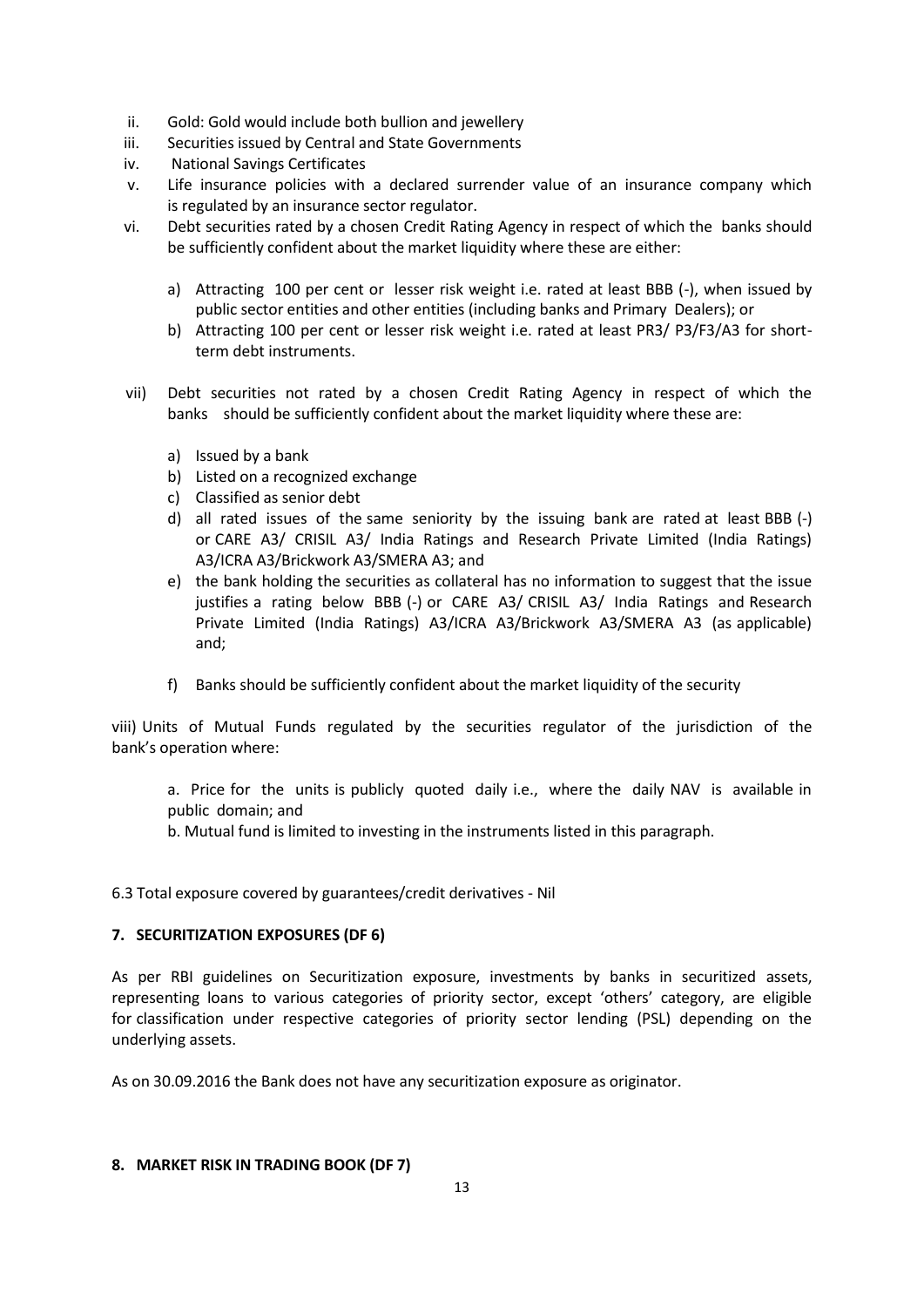ii. Gold: Gold would include both bullion and jewellery
iii. Securities issued by Central and State Governments
iv. National Savings Certificates
v. Life insurance policies with a declared surrender value of an insurance company which is regulated by an insurance sector regulator.
vi. Debt securities rated by a chosen Credit Rating Agency in respect of which the banks should be sufficiently confident about the market liquidity where these are either:

   a) Attracting 100 per cent or lesser risk weight i.e. rated at least BBB (-), when issued by public sector entities and other entities (including banks and Primary Dealers); or
   b) Attracting 100 per cent or lesser risk weight i.e. rated at least PR3/ P3/F3/A3 for short-term debt instruments.

vii) Debt securities not rated by a chosen Credit Rating Agency in respect of which the banks should be sufficiently confident about the market liquidity where these are:

   a) Issued by a bank
   b) Listed on a recognized exchange
   c) Classified as senior debt
   d) all rated issues of the same seniority by the issuing bank are rated at least BBB (-) or CARE A3/ CRISIL A3/ India Ratings and Research Private Limited (India Ratings) A3/ICRA A3/Brickwork A3/SMERA A3; and
   e) the bank holding the securities as collateral has no information to suggest that the issue justifies a rating below BBB (-) or CARE A3/ CRISIL A3/ India Ratings and Research Private Limited (India Ratings) A3/ICRA A3/Brickwork A3/SMERA A3 (as applicable) and;
   f) Banks should be sufficiently confident about the market liquidity of the security

viii) Units of Mutual Funds regulated by the securities regulator of the jurisdiction of the bank's operation where:

   a. Price for the units is publicly quoted daily i.e., where the daily NAV is available in public domain; and
   b. Mutual fund is limited to investing in the instruments listed in this paragraph.

6.3 Total exposure covered by guarantees/credit derivatives - Nil

**7. SECURITIZATION EXPOSURES (DF 6)**

As per RBI guidelines on Securitization exposure, investments by banks in securitized assets, representing loans to various categories of priority sector, except 'others' category, are eligible for classification under respective categories of priority sector lending (PSL) depending on the underlying assets.

As on 30.09.2016 the Bank does not have any securitization exposure as originator.

**8. MARKET RISK IN TRADING BOOK (DF 7)**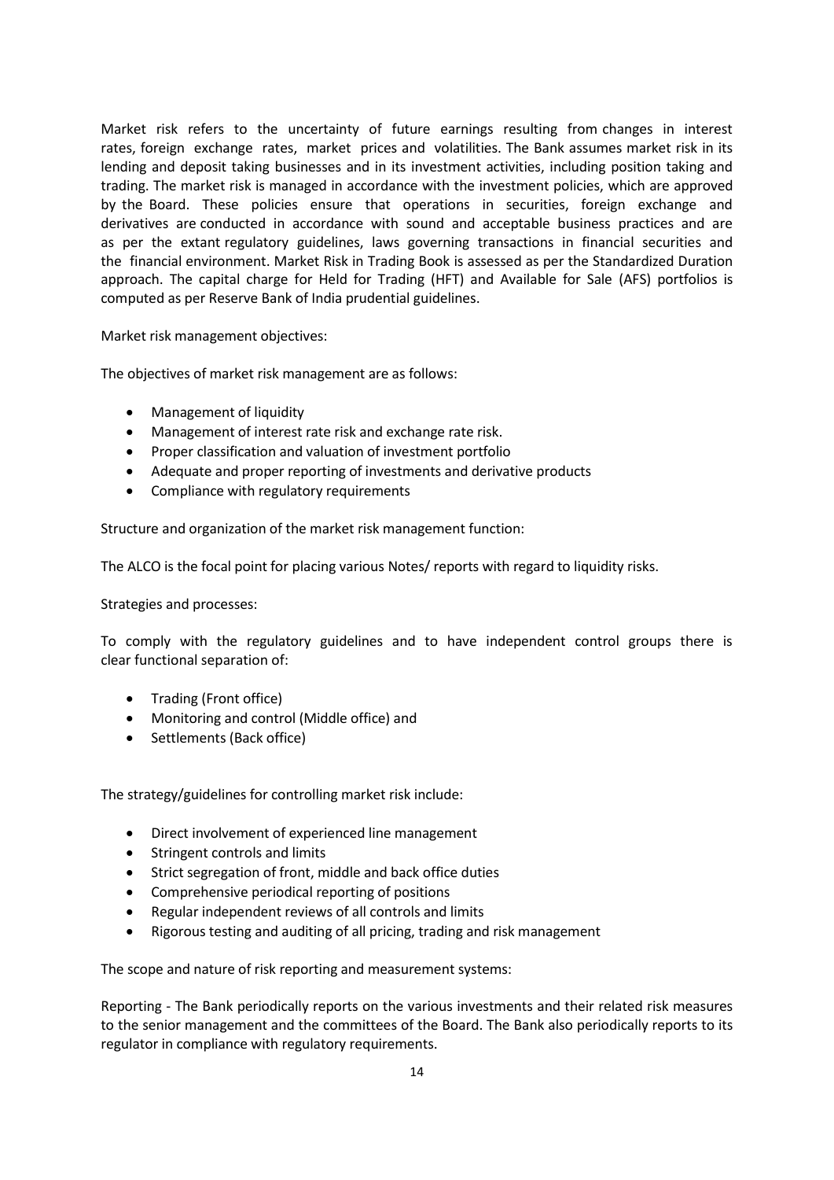Market risk refers to the uncertainty of future earnings resulting from changes in interest rates, foreign exchange rates, market prices and volatilities. The Bank assumes market risk in its lending and deposit taking businesses and in its investment activities, including position taking and trading. The market risk is managed in accordance with the investment policies, which are approved by the Board. These policies ensure that operations in securities, foreign exchange and derivatives are conducted in accordance with sound and acceptable business practices and are as per the extant regulatory guidelines, laws governing transactions in financial securities and the financial environment. Market Risk in Trading Book is assessed as per the Standardized Duration approach. The capital charge for Held for Trading (HFT) and Available for Sale (AFS) portfolios is computed as per Reserve Bank of India prudential guidelines.

Market risk management objectives:

The objectives of market risk management are as follows:

- Management of liquidity
- Management of interest rate risk and exchange rate risk.
- Proper classification and valuation of investment portfolio
- Adequate and proper reporting of investments and derivative products
- Compliance with regulatory requirements

Structure and organization of the market risk management function:

The ALCO is the focal point for placing various Notes/ reports with regard to liquidity risks.

Strategies and processes:

To comply with the regulatory guidelines and to have independent control groups there is clear functional separation of:

- Trading (Front office)
- Monitoring and control (Middle office) and
- Settlements (Back office)

The strategy/guidelines for controlling market risk include:

- Direct involvement of experienced line management
- Stringent controls and limits
- Strict segregation of front, middle and back office duties
- Comprehensive periodical reporting of positions
- Regular independent reviews of all controls and limits
- Rigorous testing and auditing of all pricing, trading and risk management

The scope and nature of risk reporting and measurement systems:

Reporting - The Bank periodically reports on the various investments and their related risk measures to the senior management and the committees of the Board. The Bank also periodically reports to its regulator in compliance with regulatory requirements.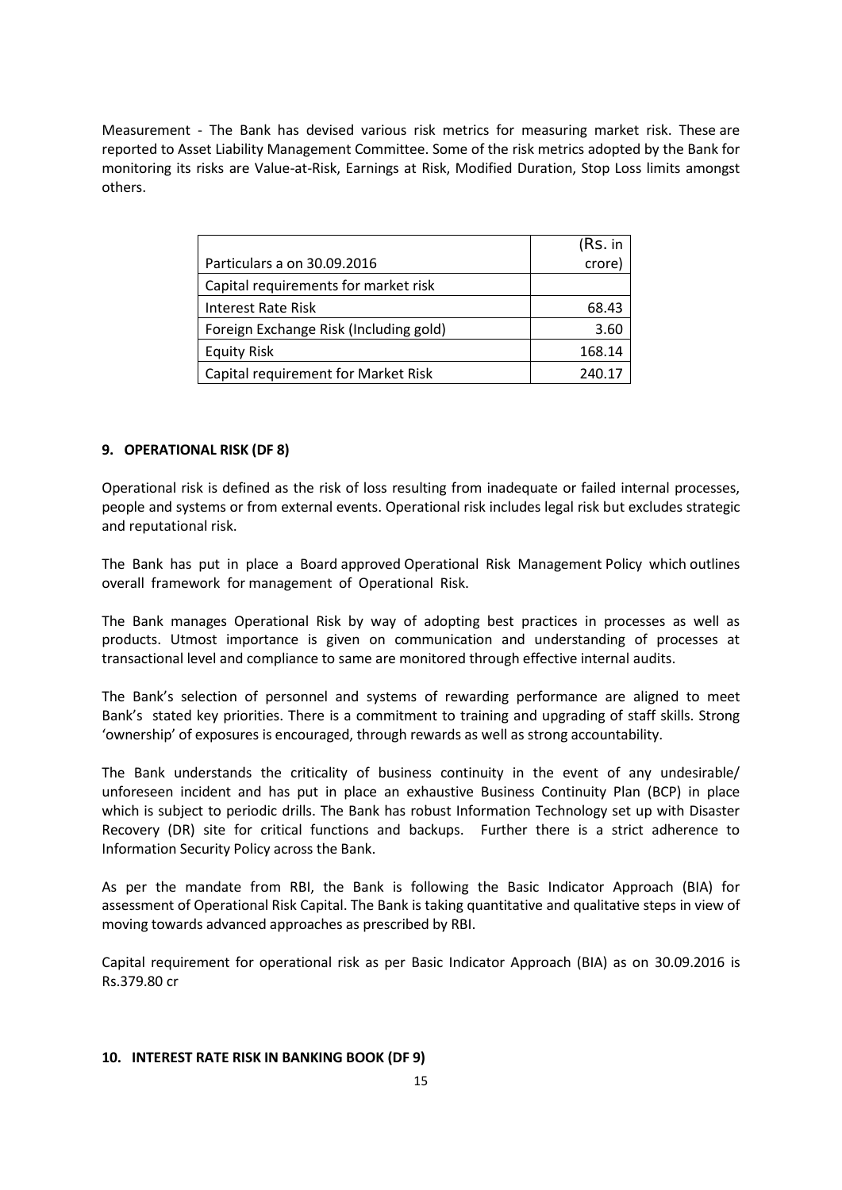Measurement - The Bank has devised various risk metrics for measuring market risk. These are reported to Asset Liability Management Committee. Some of the risk metrics adopted by the Bank for monitoring its risks are Value-at-Risk, Earnings at Risk, Modified Duration, Stop Loss limits amongst others.

| Particulars a on 30.09.2016 | (Rs. in crore) |
|---|---|
| Capital requirements for market risk | |
| Interest Rate Risk | 68.43 |
| Foreign Exchange Risk (Including gold) | 3.60 |
| Equity Risk | 168.14 |
| Capital requirement for Market Risk | 240.17 |

## 9. OPERATIONAL RISK (DF 8)

Operational risk is defined as the risk of loss resulting from inadequate or failed internal processes, people and systems or from external events. Operational risk includes legal risk but excludes strategic and reputational risk.

The Bank has put in place a Board approved Operational Risk Management Policy which outlines overall framework for management of Operational Risk.

The Bank manages Operational Risk by way of adopting best practices in processes as well as products. Utmost importance is given on communication and understanding of processes at transactional level and compliance to same are monitored through effective internal audits.

The Bank's selection of personnel and systems of rewarding performance are aligned to meet Bank's stated key priorities. There is a commitment to training and upgrading of staff skills. Strong 'ownership' of exposures is encouraged, through rewards as well as strong accountability.

The Bank understands the criticality of business continuity in the event of any undesirable/ unforeseen incident and has put in place an exhaustive Business Continuity Plan (BCP) in place which is subject to periodic drills. The Bank has robust Information Technology set up with Disaster Recovery (DR) site for critical functions and backups. Further there is a strict adherence to Information Security Policy across the Bank.

As per the mandate from RBI, the Bank is following the Basic Indicator Approach (BIA) for assessment of Operational Risk Capital. The Bank is taking quantitative and qualitative steps in view of moving towards advanced approaches as prescribed by RBI.

Capital requirement for operational risk as per Basic Indicator Approach (BIA) as on 30.09.2016 is Rs.379.80 cr

## 10. INTEREST RATE RISK IN BANKING BOOK (DF 9)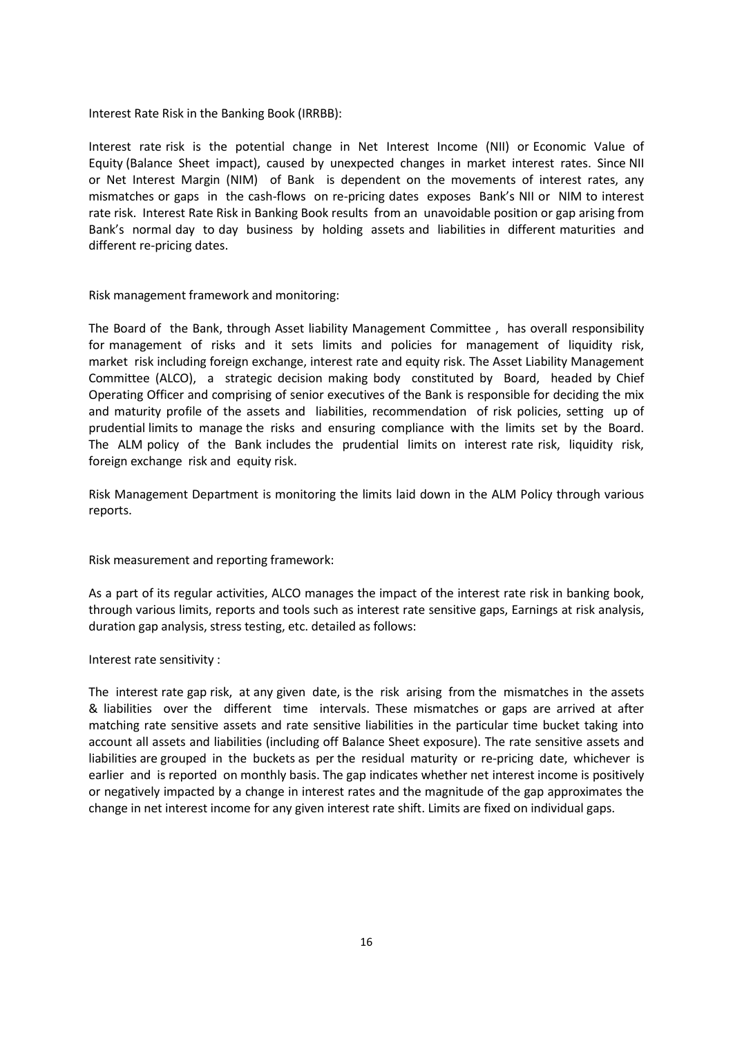Interest Rate Risk in the Banking Book (IRRBB):

Interest rate risk is the potential change in Net Interest Income (NII) or Economic Value of Equity (Balance Sheet impact), caused by unexpected changes in market interest rates. Since NII or Net Interest Margin (NIM) of Bank is dependent on the movements of interest rates, any mismatches or gaps in the cash-flows on re-pricing dates exposes Bank's NII or NIM to interest rate risk. Interest Rate Risk in Banking Book results from an unavoidable position or gap arising from Bank's normal day to day business by holding assets and liabilities in different maturities and different re-pricing dates.

Risk management framework and monitoring:

The Board of the Bank, through Asset liability Management Committee , has overall responsibility for management of risks and it sets limits and policies for management of liquidity risk, market risk including foreign exchange, interest rate and equity risk. The Asset Liability Management Committee (ALCO), a strategic decision making body constituted by Board, headed by Chief Operating Officer and comprising of senior executives of the Bank is responsible for deciding the mix and maturity profile of the assets and liabilities, recommendation of risk policies, setting up of prudential limits to manage the risks and ensuring compliance with the limits set by the Board. The ALM policy of the Bank includes the prudential limits on interest rate risk, liquidity risk, foreign exchange risk and equity risk.

Risk Management Department is monitoring the limits laid down in the ALM Policy through various reports.

Risk measurement and reporting framework:

As a part of its regular activities, ALCO manages the impact of the interest rate risk in banking book, through various limits, reports and tools such as interest rate sensitive gaps, Earnings at risk analysis, duration gap analysis, stress testing, etc. detailed as follows:

Interest rate sensitivity :

The interest rate gap risk, at any given date, is the risk arising from the mismatches in the assets & liabilities over the different time intervals. These mismatches or gaps are arrived at after matching rate sensitive assets and rate sensitive liabilities in the particular time bucket taking into account all assets and liabilities (including off Balance Sheet exposure). The rate sensitive assets and liabilities are grouped in the buckets as per the residual maturity or re-pricing date, whichever is earlier and is reported on monthly basis. The gap indicates whether net interest income is positively or negatively impacted by a change in interest rates and the magnitude of the gap approximates the change in net interest income for any given interest rate shift. Limits are fixed on individual gaps.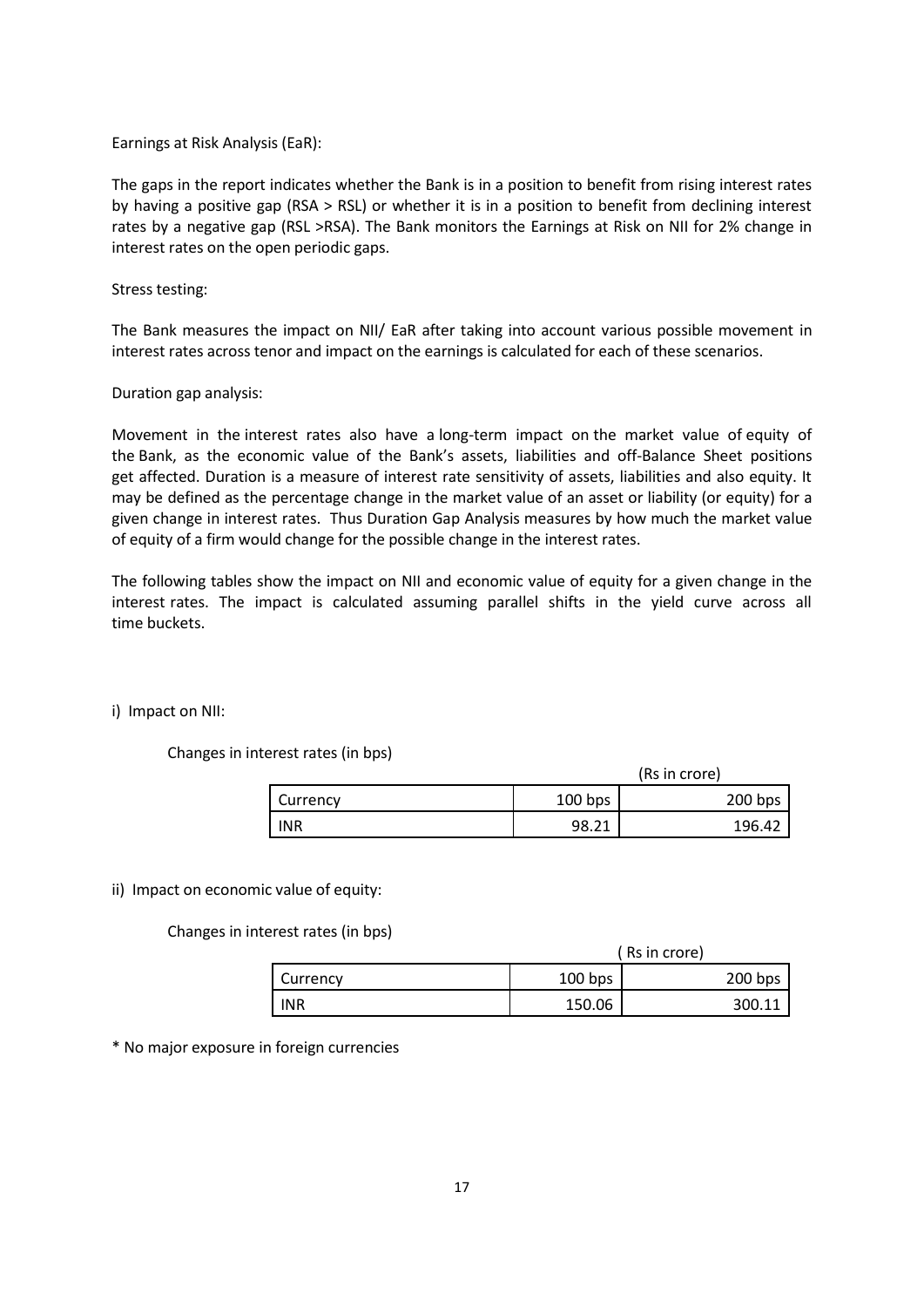Earnings at Risk Analysis (EaR):

The gaps in the report indicates whether the Bank is in a position to benefit from rising interest rates by having a positive gap (RSA > RSL) or whether it is in a position to benefit from declining interest rates by a negative gap (RSL >RSA). The Bank monitors the Earnings at Risk on NII for 2% change in interest rates on the open periodic gaps.

Stress testing:

The Bank measures the impact on NII/ EaR after taking into account various possible movement in interest rates across tenor and impact on the earnings is calculated for each of these scenarios.

Duration gap analysis:

Movement in the interest rates also have a long-term impact on the market value of equity of the Bank, as the economic value of the Bank's assets, liabilities and off-Balance Sheet positions get affected. Duration is a measure of interest rate sensitivity of assets, liabilities and also equity. It may be defined as the percentage change in the market value of an asset or liability (or equity) for a given change in interest rates. Thus Duration Gap Analysis measures by how much the market value of equity of a firm would change for the possible change in the interest rates.

The following tables show the impact on NII and economic value of equity for a given change in the interest rates. The impact is calculated assuming parallel shifts in the yield curve across all time buckets.

i) Impact on NII:

Changes in interest rates (in bps)

(Rs in crore)

| Currency | 100 bps | 200 bps |
|---|---|---|
| INR | 98.21 | 196.42 |

ii) Impact on economic value of equity:

Changes in interest rates (in bps)

( Rs in crore)

| Currency | 100 bps | 200 bps |
|---|---|---|
| INR | 150.06 | 300.11 |

* No major exposure in foreign currencies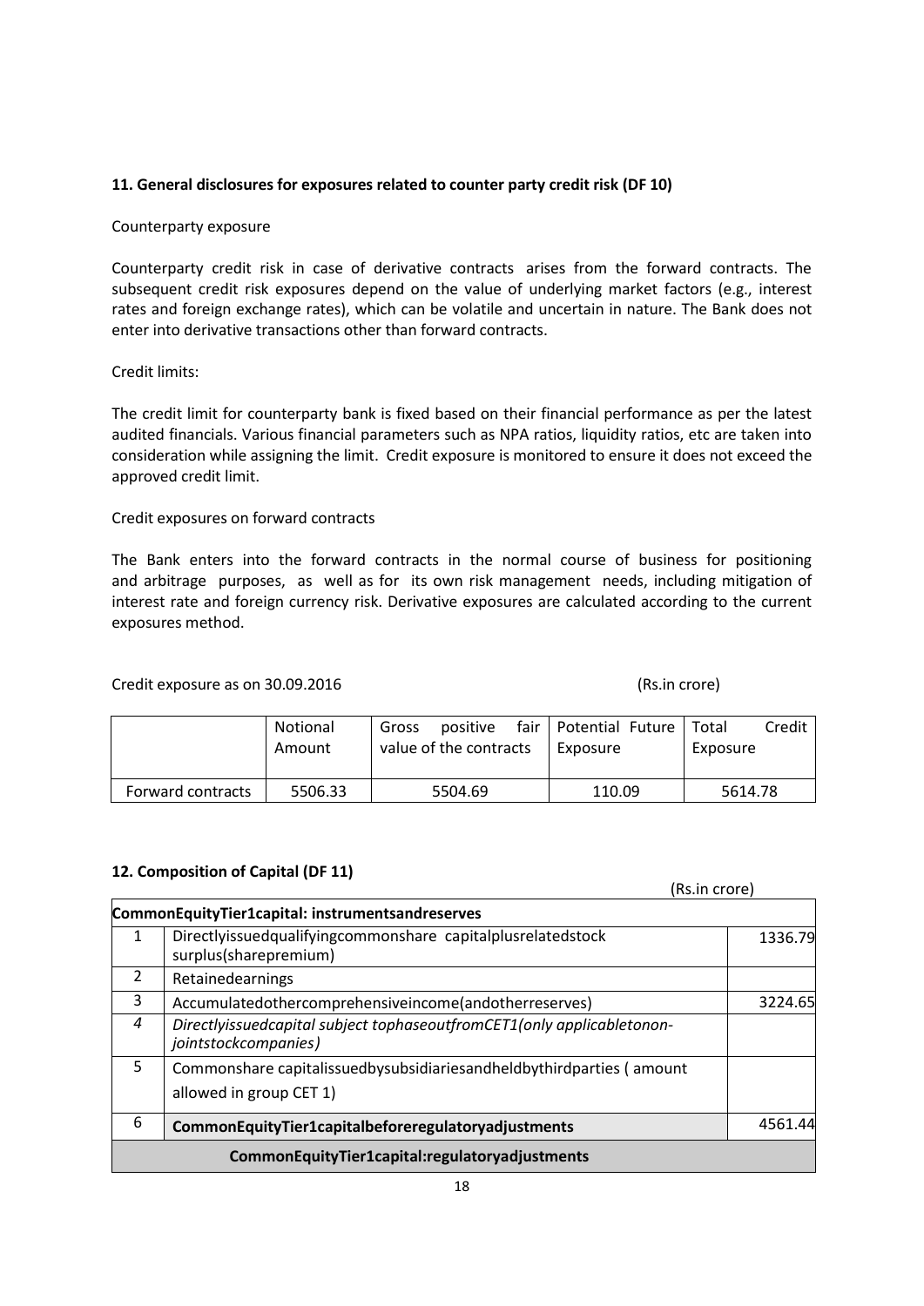**11. General disclosures for exposures related to counter party credit risk (DF 10)**

Counterparty exposure

Counterparty credit risk in case of derivative contracts arises from the forward contracts. The subsequent credit risk exposures depend on the value of underlying market factors (e.g., interest rates and foreign exchange rates), which can be volatile and uncertain in nature. The Bank does not enter into derivative transactions other than forward contracts.

Credit limits:

The credit limit for counterparty bank is fixed based on their financial performance as per the latest audited financials. Various financial parameters such as NPA ratios, liquidity ratios, etc are taken into consideration while assigning the limit. Credit exposure is monitored to ensure it does not exceed the approved credit limit.

Credit exposures on forward contracts

The Bank enters into the forward contracts in the normal course of business for positioning and arbitrage purposes, as well as for its own risk management needs, including mitigation of interest rate and foreign currency risk. Derivative exposures are calculated according to the current exposures method.

Credit exposure as on 30.09.2016 (Rs.in crore)

| | Notional Amount | Gross positive fair value of the contracts | Potential Future Exposure | Total Credit Exposure |
|---|---|---|---|---|
| Forward contracts | 5506.33 | 5504.69 | 110.09 | 5614.78 |

**12. Composition of Capital (DF 11)**

(Rs.in crore)

| **CommonEquityTier1capital: instrumentsandreserves** | | |
|---|---|---|
| 1 | Directlyissuedqualifyingcommonshare capitalplusrelatedstock surplus(sharepremium) | 1336.79 |
| 2 | Retainedearnings | |
| 3 | Accumulatedothercomprehensiveincome(andotherreserves) | 3224.65 |
| *4* | *Directlyissuedcapital subject tophaseoutfromCET1(only applicabletonon-jointstockcompanies)* | |
| 5 | Commonshare capitalissuedbysubsidiariesandheldbythirdparties ( amount allowed in group CET 1) | |
| 6 | **CommonEquityTier1capitalbeforeregulatoryadjustments** | 4561.44 |
| | **CommonEquityTier1capital:regulatoryadjustments** | |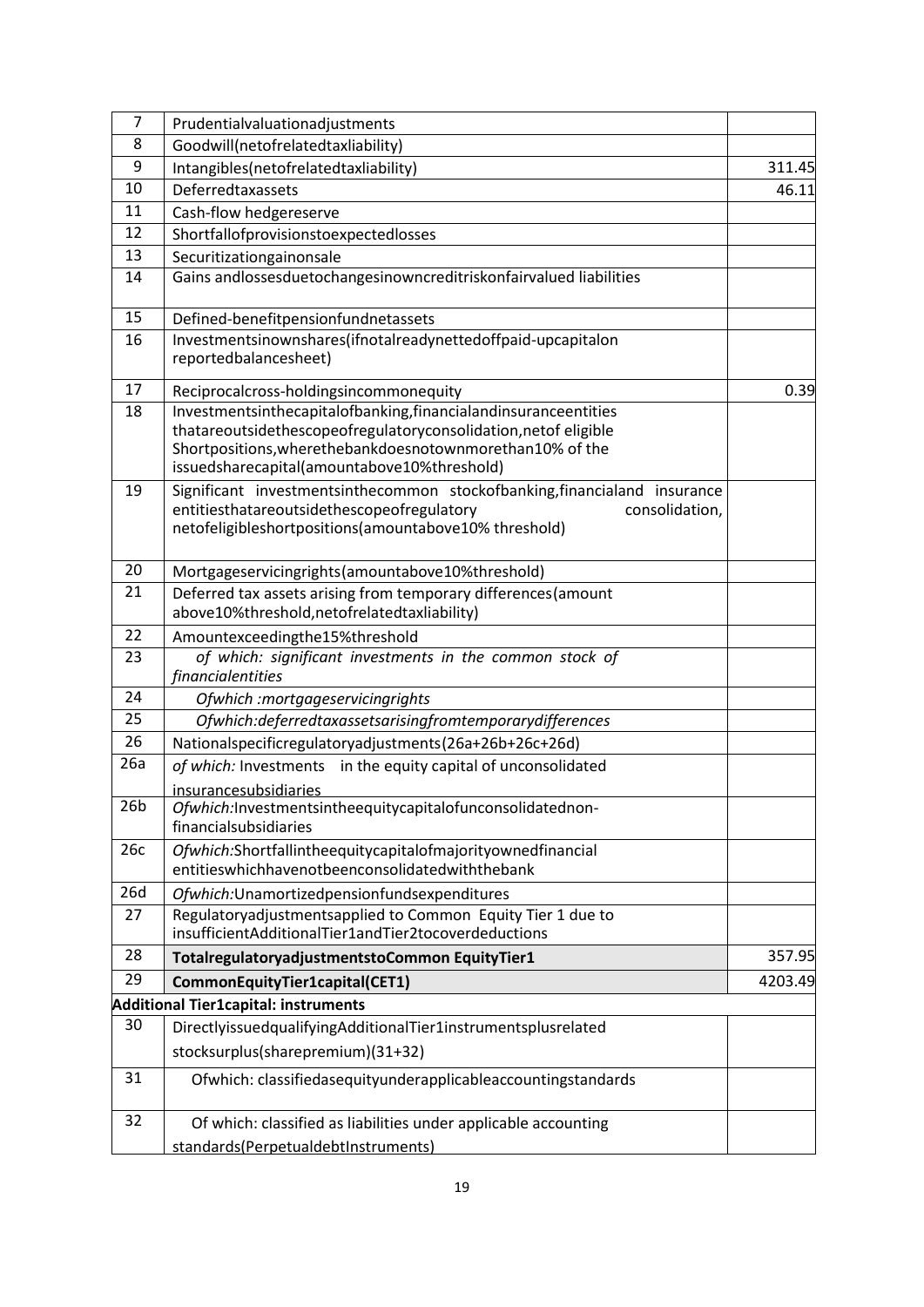| | | |
|---|---|---|
| 7 | Prudentialvaluationadjustments | |
| 8 | Goodwill(netofrelatedtaxliability) | |
| 9 | Intangibles(netofrelatedtaxliability) | 311.45 |
| 10 | Deferredtaxassets | 46.11 |
| 11 | Cash-flow hedgereserve | |
| 12 | Shortfallofprovisionstoexpectedlosses | |
| 13 | Securitizationgainonsale | |
| 14 | Gains andlossesduetochangesinowncreditriskonfairvalued liabilities | |
| 15 | Defined-benefitpensionfundnetassets | |
| 16 | Investmentsinownshares(ifnotalreadynettedoffpaid-upcapitalon reportedbalancesheet) | |
| 17 | Reciprocalcross-holdingsincommonequity | 0.39 |
| 18 | Investmentsinthecapitalofbanking,financialandinsuranceentities thatareoutsidethescopeofregulatoryconsolidation,netof eligible Shortpositions,wherethebankdoesnotownmorethan10% of the issuedsharecapital(amountabove10%threshold) | |
| 19 | Significant investmentsinthecommon stockofbanking,financialand insurance entitiesthatareoutsidethescopeofregulatory consolidation, netofeligibleshortpositions(amountabove10% threshold) | |
| 20 | Mortgageservicingrights(amountabove10%threshold) | |
| 21 | Deferred tax assets arising from temporary differences(amount above10%threshold,netofrelatedtaxliability) | |
| 22 | Amountexceedingthe15%threshold | |
| 23 | *of which: significant investments in the common stock of financialentities* | |
| 24 | *Ofwhich :mortgageservicingrights* | |
| 25 | *Ofwhich:deferredtaxassetsarisingfromtemporarydifferences* | |
| 26 | Nationalspecificregulatoryadjustments(26a+26b+26c+26d) | |
| 26a | *of which:* Investments in the equity capital of unconsolidated insurancesubsidiaries | |
| 26b | *Ofwhich:*Investmentsintheequitycapitalofunconsolidatednon-financialsubsidiaries | |
| 26c | *Ofwhich:*Shortfallintheequitycapitalofmajorityownedfinancial entitieswhichhavenotbeenconsolidatedwiththebank | |
| 26d | *Ofwhich:*Unamortizedpensionfundsexpenditures | |
| 27 | Regulatoryadjustmentsapplied to Common Equity Tier 1 due to insufficientAdditionalTier1andTier2tocoverdeductions | |
| 28 | **TotalregulatoryadjustmentstoCommon EquityTier1** | 357.95 |
| 29 | **CommonEquityTier1capital(CET1)** | 4203.49 |
| **Additional Tier1capital: instruments** | | |
| 30 | DirectlyissuedqualifyingAdditionalTier1instrumentsplusrelated stocksurplus(sharepremium)(31+32) | |
| 31 | Ofwhich: classifiedasequityunderapplicableaccountingstandards | |
| 32 | Of which: classified as liabilities under applicable accounting standards(PerpetualdebtInstruments) | |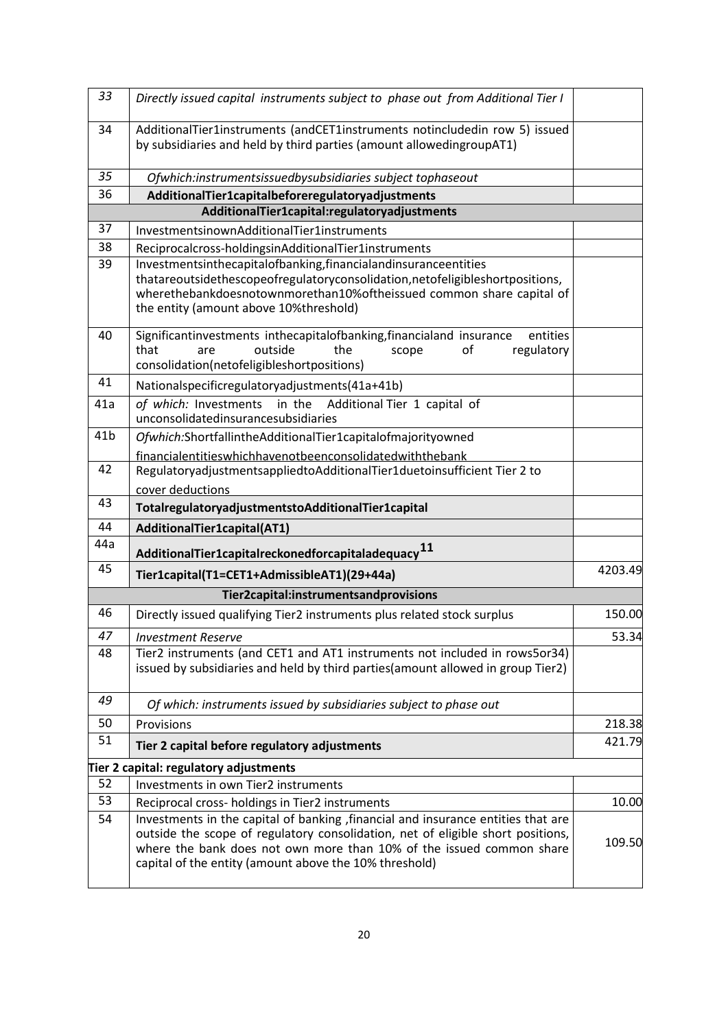| 33 | *Directly issued capital instruments subject to phase out from Additional Tier I* | |
|---|---|---|
| 34 | AdditionalTier1instruments (andCET1instruments notincludedin row 5) issued by subsidiaries and held by third parties (amount allowedingroupAT1) | |
| 35 | *Ofwhich:instrumentsissuedbysubsidiaries subject tophaseout* | |
| 36 | **AdditionalTier1capitalbeforeregulatoryadjustments** | |
| | **AdditionalTier1capital:regulatoryadjustments** | |
| 37 | InvestmentsinownAdditionalTier1instruments | |
| 38 | Reciprocalcross-holdingsinAdditionalTier1instruments | |
| 39 | Investmentsinthecapitalofbanking,financialandinsuranceentities thatareoutsidethescopeofregulatoryconsolidation,netofeligibleshortpositions, wherethebankdoesnotownmorethan10%oftheissued common share capital of the entity (amount above 10%threshold) | |
| 40 | Significantinvestments inthecapitalofbanking,financialand insurance entities that are outside the scope of regulatory consolidation(netofeligibleshortpositions) | |
| 41 | Nationalspecificregulatoryadjustments(41a+41b) | |
| 41a | *of which:* Investments in the Additional Tier 1 capital of unconsolidatedinsurancesubsidiaries | |
| 41b | *Ofwhich:*ShortfallintheAdditionalTier1capitalofmajorityowned financialentitieswhichhavenotbeenconsolidatedwiththebank | |
| 42 | RegulatoryadjustmentsappliedtoAdditionalTier1duetoinsufficient Tier 2 to cover deductions | |
| 43 | **TotalregulatoryadjustmentstoAdditionalTier1capital** | |
| 44 | **AdditionalTier1capital(AT1)** | |
| 44a | **AdditionalTier1capitalreckonedforcapitaladequacy[11]** | |
| 45 | **Tier1capital(T1=CET1+AdmissibleAT1)(29+44a)** | 4203.49 |
| | **Tier2capital:instrumentsandprovisions** | |
| 46 | Directly issued qualifying Tier2 instruments plus related stock surplus | 150.00 |
| 47 | *Investment Reserve* | 53.34 |
| 48 | Tier2 instruments (and CET1 and AT1 instruments not included in rows5or34) issued by subsidiaries and held by third parties(amount allowed in group Tier2) | |
| 49 | *Of which: instruments issued by subsidiaries subject to phase out* | |
| 50 | Provisions | 218.38 |
| 51 | **Tier 2 capital before regulatory adjustments** | 421.79 |
| **Tier 2 capital: regulatory adjustments** | | |
| 52 | Investments in own Tier2 instruments | |
| 53 | Reciprocal cross- holdings in Tier2 instruments | 10.00 |
| 54 | Investments in the capital of banking ,financial and insurance entities that are outside the scope of regulatory consolidation, net of eligible short positions, where the bank does not own more than 10% of the issued common share capital of the entity (amount above the 10% threshold) | 109.50 |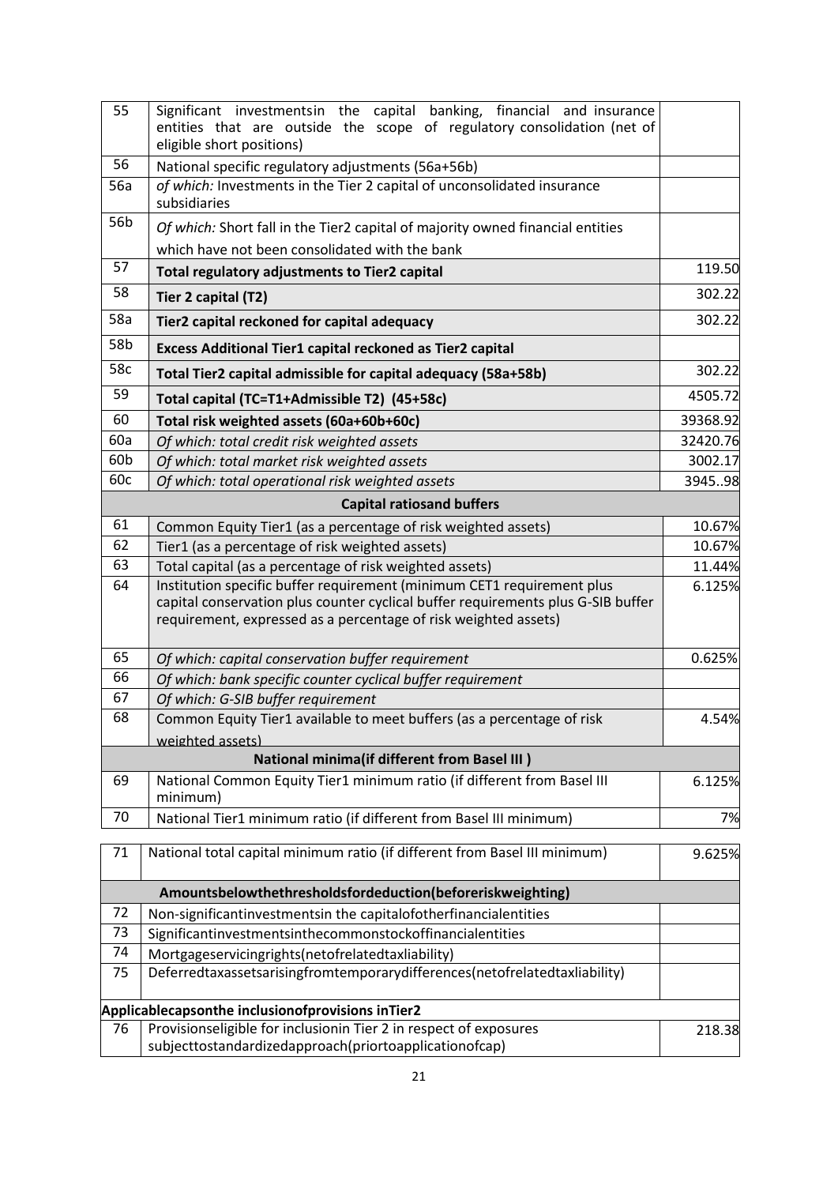| | | |
|---|---|---|
| 55 | Significant investmentsin the capital banking, financial and insurance entities that are outside the scope of regulatory consolidation (net of eligible short positions) | |
| 56 | National specific regulatory adjustments (56a+56b) | |
| 56a | *of which:* Investments in the Tier 2 capital of unconsolidated insurance subsidiaries | |
| 56b | *Of which:* Short fall in the Tier2 capital of majority owned financial entities which have not been consolidated with the bank | |
| 57 | **Total regulatory adjustments to Tier2 capital** | 119.50 |
| 58 | **Tier 2 capital (T2)** | 302.22 |
| 58a | **Tier2 capital reckoned for capital adequacy** | 302.22 |
| 58b | **Excess Additional Tier1 capital reckoned as Tier2 capital** | |
| 58c | **Total Tier2 capital admissible for capital adequacy (58a+58b)** | 302.22 |
| 59 | **Total capital (TC=T1+Admissible T2) (45+58c)** | 4505.72 |
| 60 | **Total risk weighted assets (60a+60b+60c)** | 39368.92 |
| 60a | *Of which: total credit risk weighted assets* | 32420.76 |
| 60b | *Of which: total market risk weighted assets* | 3002.17 |
| 60c | *Of which: total operational risk weighted assets* | 3945..98 |
| | **Capital ratiosand buffers** | |
| 61 | Common Equity Tier1 (as a percentage of risk weighted assets) | 10.67% |
| 62 | Tier1 (as a percentage of risk weighted assets) | 10.67% |
| 63 | Total capital (as a percentage of risk weighted assets) | 11.44% |
| 64 | Institution specific buffer requirement (minimum CET1 requirement plus capital conservation plus counter cyclical buffer requirements plus G-SIB buffer requirement, expressed as a percentage of risk weighted assets) | 6.125% |
| 65 | *Of which: capital conservation buffer requirement* | 0.625% |
| 66 | *Of which: bank specific counter cyclical buffer requirement* | |
| 67 | *Of which: G-SIB buffer requirement* | |
| 68 | Common Equity Tier1 available to meet buffers (as a percentage of risk weighted assets) | 4.54% |
| | **National minima(if different from Basel III )** | |
| 69 | National Common Equity Tier1 minimum ratio (if different from Basel III minimum) | 6.125% |
| 70 | National Tier1 minimum ratio (if different from Basel III minimum) | 7% |
| 71 | National total capital minimum ratio (if different from Basel III minimum) | 9.625% |
| | **Amountsbelowthethresholdsfordeduction(beforeriskweighting)** | |
| 72 | Non-significantinvestmentsin the capitalofotherfinancialentities | |
| 73 | Significantinvestmentsinthecommonstockoffinancialentities | |
| 74 | Mortgageservicingrights(netofrelatedtaxliability) | |
| 75 | Deferredtaxassetsarisingfromtemporarydifferences(netofrelatedtaxliability) | |
| | **Applicablecapsonthe inclusionofprovisions inTier2** | |
| 76 | Provisionseligible for inclusionin Tier 2 in respect of exposures subjecttostandardizedapproach(priortoapplicationofcap) | 218.38 |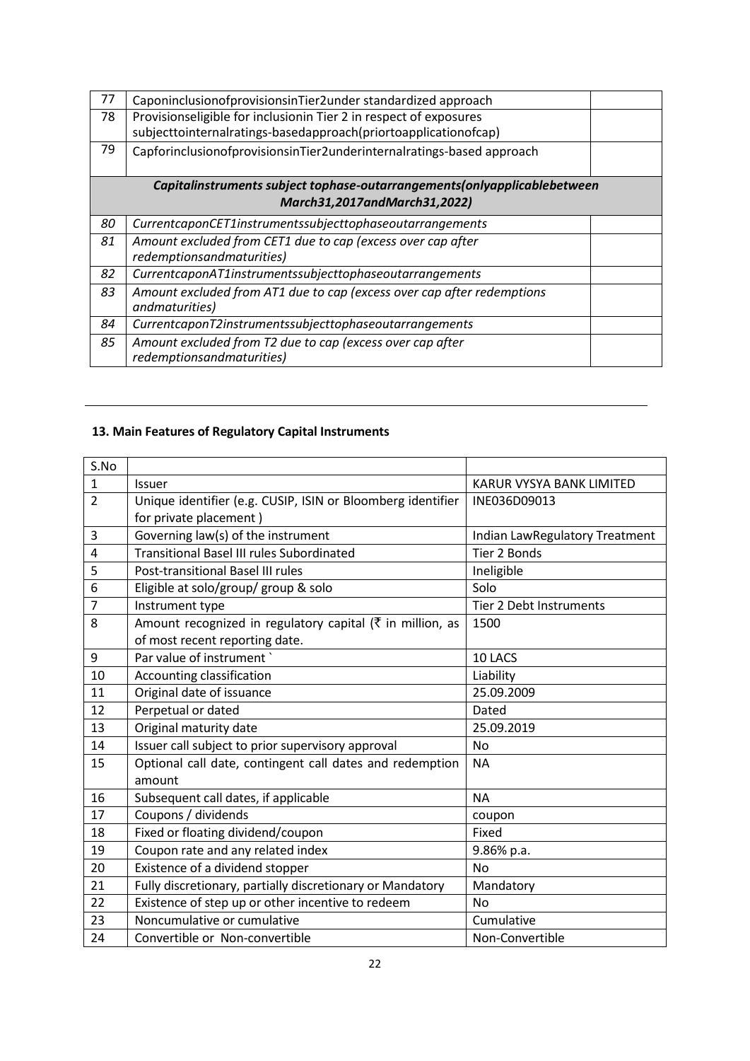| 77 | CaponinclusionofprovisionsinTier2under standardized approach | |
|---|---|---|
| 78 | Provisionseligible for inclusionin Tier 2 in respect of exposures subjecttointernalratings-basedapproach(priortoapplicationofcap) | |
| 79 | CapforinclusionofprovisionsinTier2underinternalratings-based approach | |
| | ***Capitalinstruments subject tophase-outarrangements(onlyapplicablebetween March31,2017andMarch31,2022)*** | |
| *80* | *CurrentcaponCET1instrumentssubjecttophaseoutarrangements* | |
| *81* | *Amount excluded from CET1 due to cap (excess over cap after redemptionsandmaturities)* | |
| *82* | *CurrentcaponAT1instrumentssubjecttophaseoutarrangements* | |
| *83* | *Amount excluded from AT1 due to cap (excess over cap after redemptions andmaturities)* | |
| *84* | *CurrentcaponT2instrumentssubjecttophaseoutarrangements* | |
| *85* | *Amount excluded from T2 due to cap (excess over cap after redemptionsandmaturities)* | |

---

### 13. Main Features of Regulatory Capital Instruments

| S.No | | |
|---|---|---|
| 1 | Issuer | KARUR VYSYA BANK LIMITED |
| 2 | Unique identifier (e.g. CUSIP, ISIN or Bloomberg identifier for private placement ) | INE036D09013 |
| 3 | Governing law(s) of the instrument | Indian LawRegulatory Treatment |
| 4 | Transitional Basel III rules Subordinated | Tier 2 Bonds |
| 5 | Post-transitional Basel III rules | Ineligible |
| 6 | Eligible at solo/group/ group & solo | Solo |
| 7 | Instrument type | Tier 2 Debt Instruments |
| 8 | Amount recognized in regulatory capital (₹ in million, as of most recent reporting date. | 1500 |
| 9 | Par value of instrument ` | 10 LACS |
| 10 | Accounting classification | Liability |
| 11 | Original date of issuance | 25.09.2009 |
| 12 | Perpetual or dated | Dated |
| 13 | Original maturity date | 25.09.2019 |
| 14 | Issuer call subject to prior supervisory approval | No |
| 15 | Optional call date, contingent call dates and redemption amount | NA |
| 16 | Subsequent call dates, if applicable | NA |
| 17 | Coupons / dividends | coupon |
| 18 | Fixed or floating dividend/coupon | Fixed |
| 19 | Coupon rate and any related index | 9.86% p.a. |
| 20 | Existence of a dividend stopper | No |
| 21 | Fully discretionary, partially discretionary or Mandatory | Mandatory |
| 22 | Existence of step up or other incentive to redeem | No |
| 23 | Noncumulative or cumulative | Cumulative |
| 24 | Convertible or Non-convertible | Non-Convertible |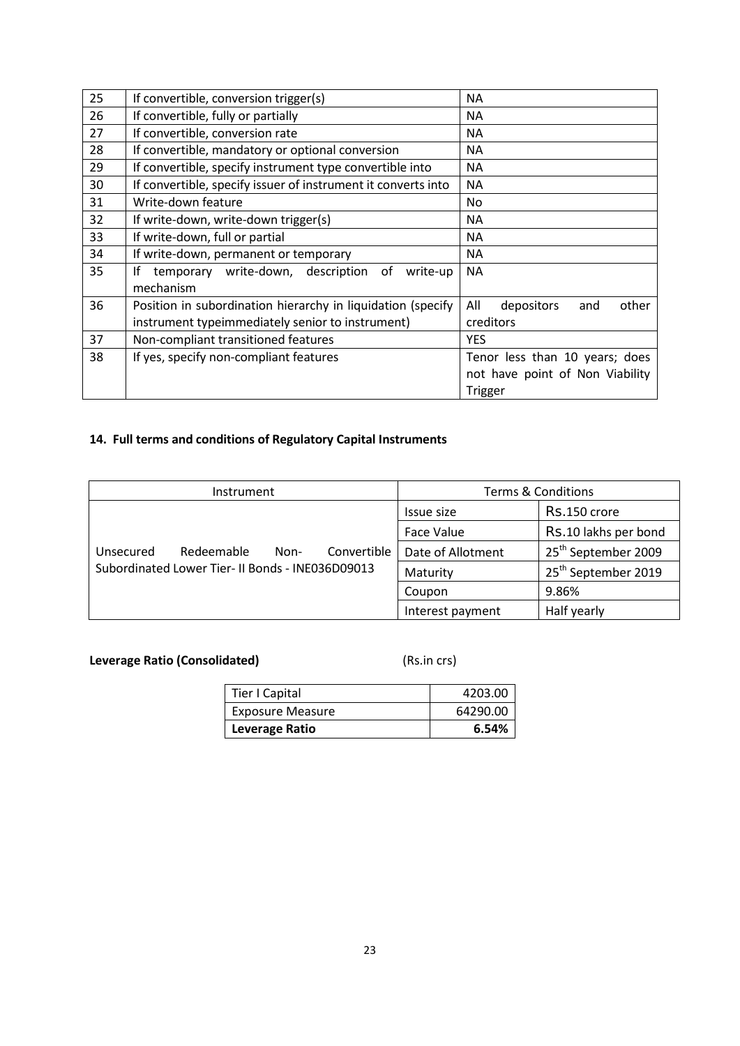| | | |
|---|---|---|
| 25 | If convertible, conversion trigger(s) | NA |
| 26 | If convertible, fully or partially | NA |
| 27 | If convertible, conversion rate | NA |
| 28 | If convertible, mandatory or optional conversion | NA |
| 29 | If convertible, specify instrument type convertible into | NA |
| 30 | If convertible, specify issuer of instrument it converts into | NA |
| 31 | Write-down feature | No |
| 32 | If write-down, write-down trigger(s) | NA |
| 33 | If write-down, full or partial | NA |
| 34 | If write-down, permanent or temporary | NA |
| 35 | If temporary write-down, description of write-up mechanism | NA |
| 36 | Position in subordination hierarchy in liquidation (specify instrument typeimmediately senior to instrument) | All depositors and other creditors |
| 37 | Non-compliant transitioned features | YES |
| 38 | If yes, specify non-compliant features | Tenor less than 10 years; does not have point of Non Viability Trigger |

## 14. Full terms and conditions of Regulatory Capital Instruments

| Instrument | Terms & Conditions | |
|---|---|---|
| Unsecured Redeemable Non- Convertible Subordinated Lower Tier- II Bonds - INE036D09013 | Issue size | Rs.150 crore |
| | Face Value | Rs.10 lakhs per bond |
| | Date of Allotment | 25th September 2009 |
| | Maturity | 25th September 2019 |
| | Coupon | 9.86% |
| | Interest payment | Half yearly |

**Leverage Ratio (Consolidated)** (Rs.in crs)

| | |
|---|---|
| Tier I Capital | 4203.00 |
| Exposure Measure | 64290.00 |
| **Leverage Ratio** | **6.54%** |